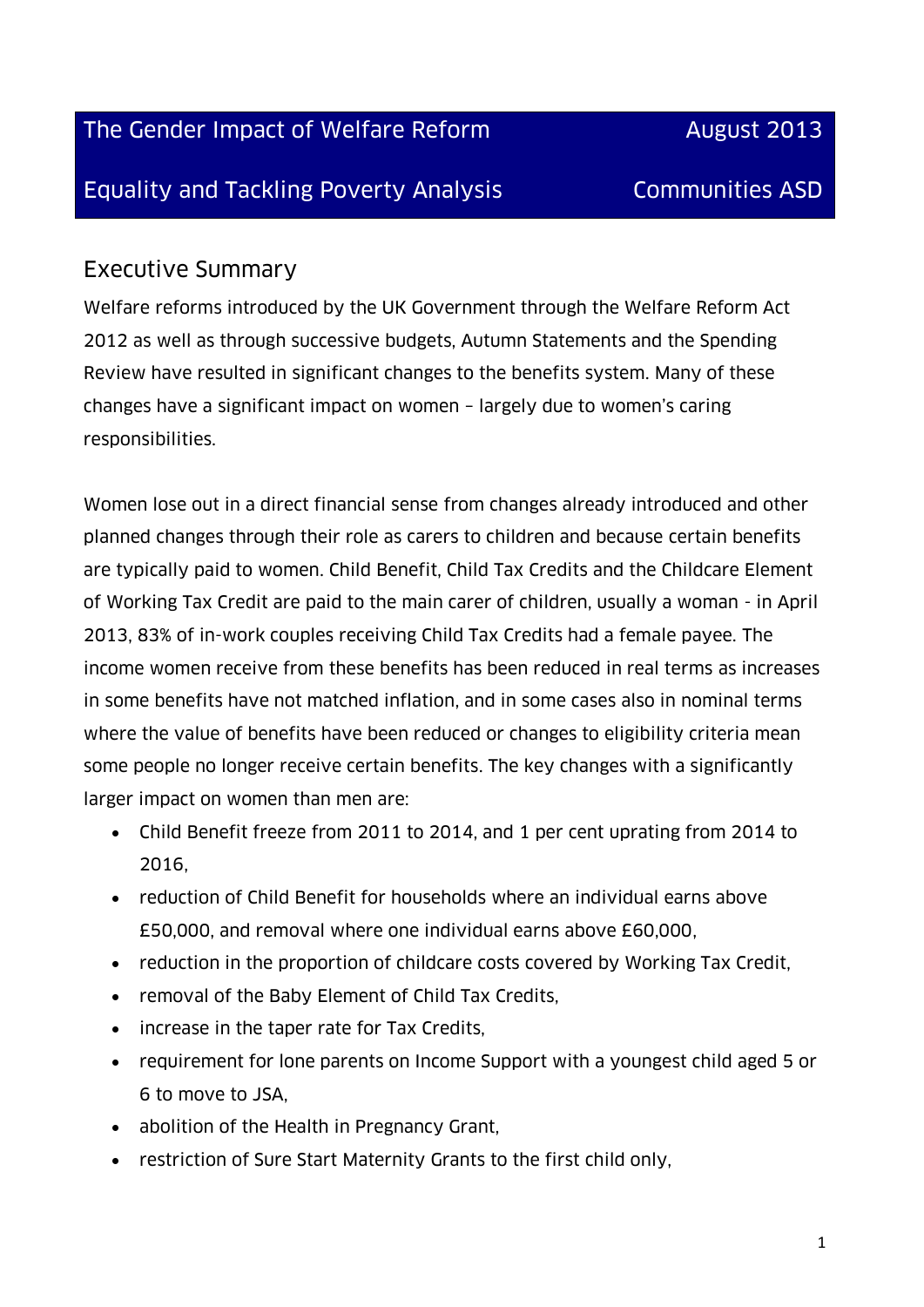| The Gender Impact of Welfare Reform | August 2013 |
| --- | --- |
| Equality and Tackling Poverty Analysis | Communities ASD |

## Executive Summary

Welfare reforms introduced by the UK Government through the Welfare Reform Act 2012 as well as through successive budgets, Autumn Statements and the Spending Review have resulted in significant changes to the benefits system. Many of these changes have a significant impact on women – largely due to women's caring responsibilities.

Women lose out in a direct financial sense from changes already introduced and other planned changes through their role as carers to children and because certain benefits are typically paid to women. Child Benefit, Child Tax Credits and the Childcare Element of Working Tax Credit are paid to the main carer of children, usually a woman - in April 2013, 83% of in-work couples receiving Child Tax Credits had a female payee. The income women receive from these benefits has been reduced in real terms as increases in some benefits have not matched inflation, and in some cases also in nominal terms where the value of benefits have been reduced or changes to eligibility criteria mean some people no longer receive certain benefits. The key changes with a significantly larger impact on women than men are:

- Child Benefit freeze from 2011 to 2014, and 1 per cent uprating from 2014 to 2016,
- reduction of Child Benefit for households where an individual earns above £50,000, and removal where one individual earns above £60,000,
- reduction in the proportion of childcare costs covered by Working Tax Credit,
- removal of the Baby Element of Child Tax Credits,
- increase in the taper rate for Tax Credits,
- requirement for lone parents on Income Support with a youngest child aged 5 or 6 to move to JSA,
- abolition of the Health in Pregnancy Grant,
- restriction of Sure Start Maternity Grants to the first child only,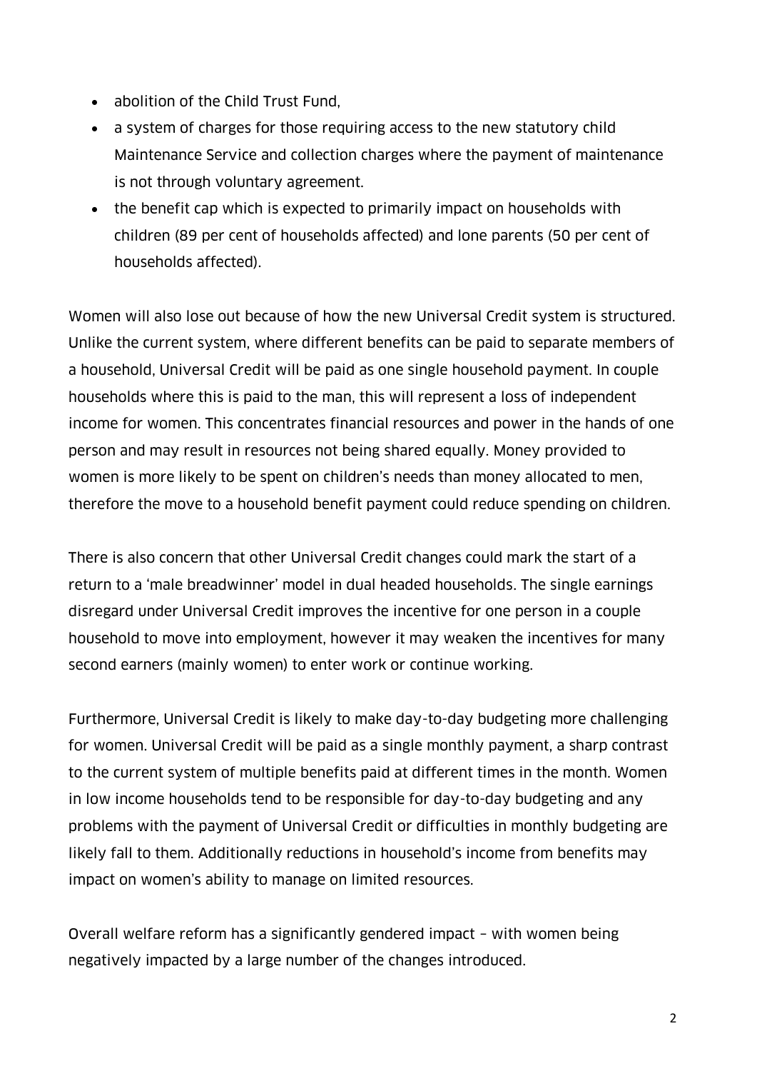- abolition of the Child Trust Fund,
- a system of charges for those requiring access to the new statutory child Maintenance Service and collection charges where the payment of maintenance is not through voluntary agreement.
- the benefit cap which is expected to primarily impact on households with children (89 per cent of households affected) and lone parents (50 per cent of households affected).

Women will also lose out because of how the new Universal Credit system is structured. Unlike the current system, where different benefits can be paid to separate members of a household, Universal Credit will be paid as one single household payment. In couple households where this is paid to the man, this will represent a loss of independent income for women. This concentrates financial resources and power in the hands of one person and may result in resources not being shared equally. Money provided to women is more likely to be spent on children's needs than money allocated to men, therefore the move to a household benefit payment could reduce spending on children.

There is also concern that other Universal Credit changes could mark the start of a return to a 'male breadwinner' model in dual headed households. The single earnings disregard under Universal Credit improves the incentive for one person in a couple household to move into employment, however it may weaken the incentives for many second earners (mainly women) to enter work or continue working.

Furthermore, Universal Credit is likely to make day-to-day budgeting more challenging for women. Universal Credit will be paid as a single monthly payment, a sharp contrast to the current system of multiple benefits paid at different times in the month. Women in low income households tend to be responsible for day-to-day budgeting and any problems with the payment of Universal Credit or difficulties in monthly budgeting are likely fall to them. Additionally reductions in household's income from benefits may impact on women's ability to manage on limited resources.

Overall welfare reform has a significantly gendered impact – with women being negatively impacted by a large number of the changes introduced.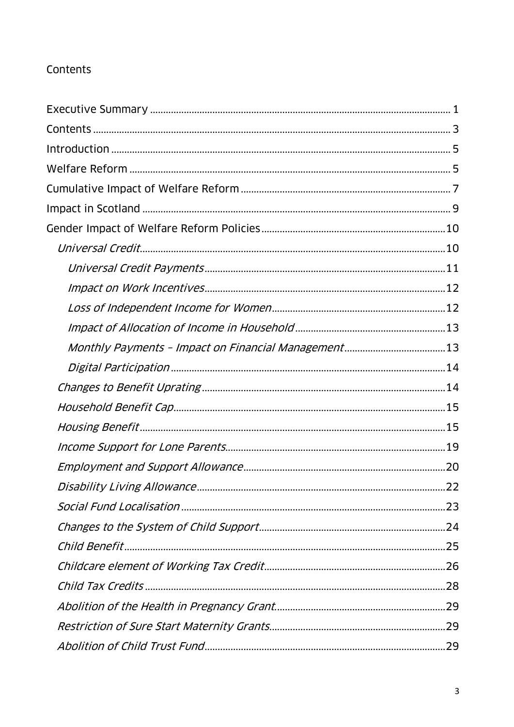Contents

- Executive Summary ..... 1
- Contents ..... 3
- Introduction ..... 5
- Welfare Reform ..... 5
- Cumulative Impact of Welfare Reform ..... 7
- Impact in Scotland ..... 9
- Gender Impact of Welfare Reform Policies ..... 10
  - *Universal Credit* ..... 10
    - *Universal Credit Payments* ..... 11
    - *Impact on Work Incentives* ..... 12
    - *Loss of Independent Income for Women* ..... 12
    - *Impact of Allocation of Income in Household* ..... 13
    - *Monthly Payments – Impact on Financial Management* ..... 13
    - *Digital Participation* ..... 14
  - *Changes to Benefit Uprating* ..... 14
  - *Household Benefit Cap* ..... 15
  - *Housing Benefit* ..... 15
  - *Income Support for Lone Parents* ..... 19
  - *Employment and Support Allowance* ..... 20
  - *Disability Living Allowance* ..... 22
  - *Social Fund Localisation* ..... 23
  - *Changes to the System of Child Support* ..... 24
  - *Child Benefit* ..... 25
  - *Childcare element of Working Tax Credit* ..... 26
  - *Child Tax Credits* ..... 28
  - *Abolition of the Health in Pregnancy Grant* ..... 29
  - *Restriction of Sure Start Maternity Grants* ..... 29
  - *Abolition of Child Trust Fund* ..... 29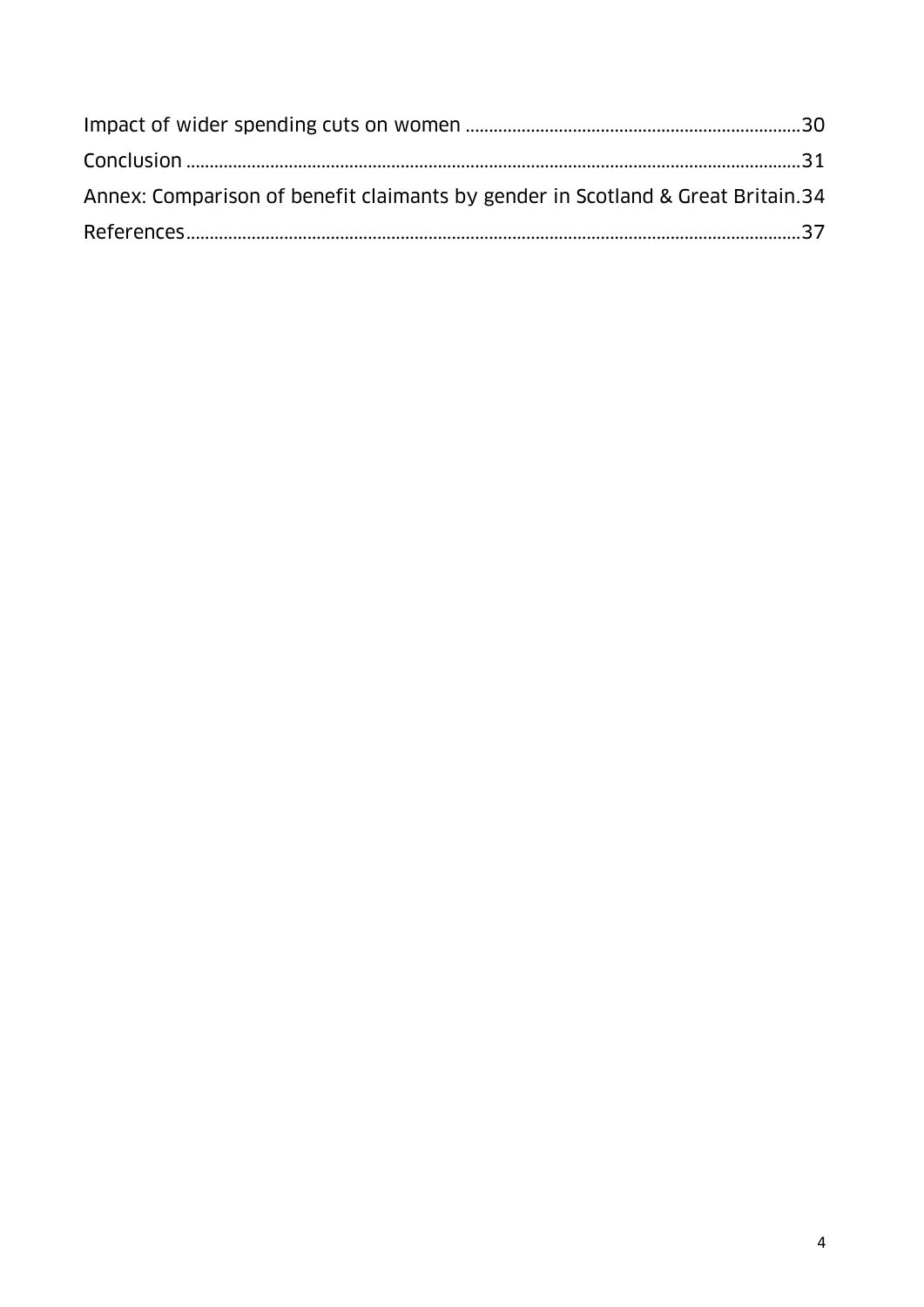Impact of wider spending cuts on women ........................................................................ 30

Conclusion ........................................................................................................................ 31

Annex: Comparison of benefit claimants by gender in Scotland & Great Britain. 34

References ........................................................................................................................ 37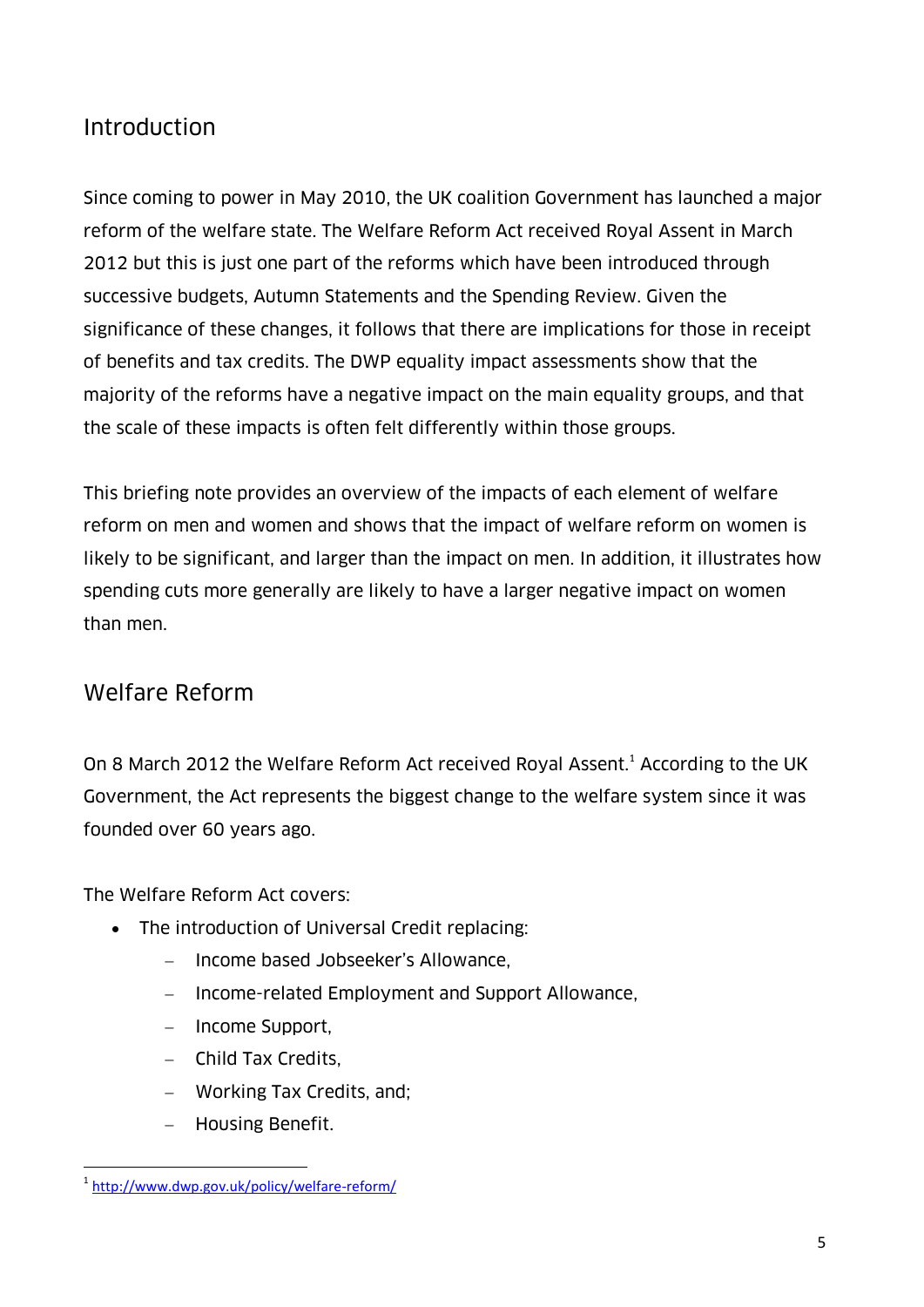## Introduction

Since coming to power in May 2010, the UK coalition Government has launched a major reform of the welfare state. The Welfare Reform Act received Royal Assent in March 2012 but this is just one part of the reforms which have been introduced through successive budgets, Autumn Statements and the Spending Review. Given the significance of these changes, it follows that there are implications for those in receipt of benefits and tax credits. The DWP equality impact assessments show that the majority of the reforms have a negative impact on the main equality groups, and that the scale of these impacts is often felt differently within those groups.

This briefing note provides an overview of the impacts of each element of welfare reform on men and women and shows that the impact of welfare reform on women is likely to be significant, and larger than the impact on men. In addition, it illustrates how spending cuts more generally are likely to have a larger negative impact on women than men.

## Welfare Reform

On 8 March 2012 the Welfare Reform Act received Royal Assent.[1] According to the UK Government, the Act represents the biggest change to the welfare system since it was founded over 60 years ago.

The Welfare Reform Act covers:

- The introduction of Universal Credit replacing:
  - Income based Jobseeker's Allowance,
  - Income-related Employment and Support Allowance,
  - Income Support,
  - Child Tax Credits,
  - Working Tax Credits, and;
  - Housing Benefit.

[1] http://www.dwp.gov.uk/policy/welfare-reform/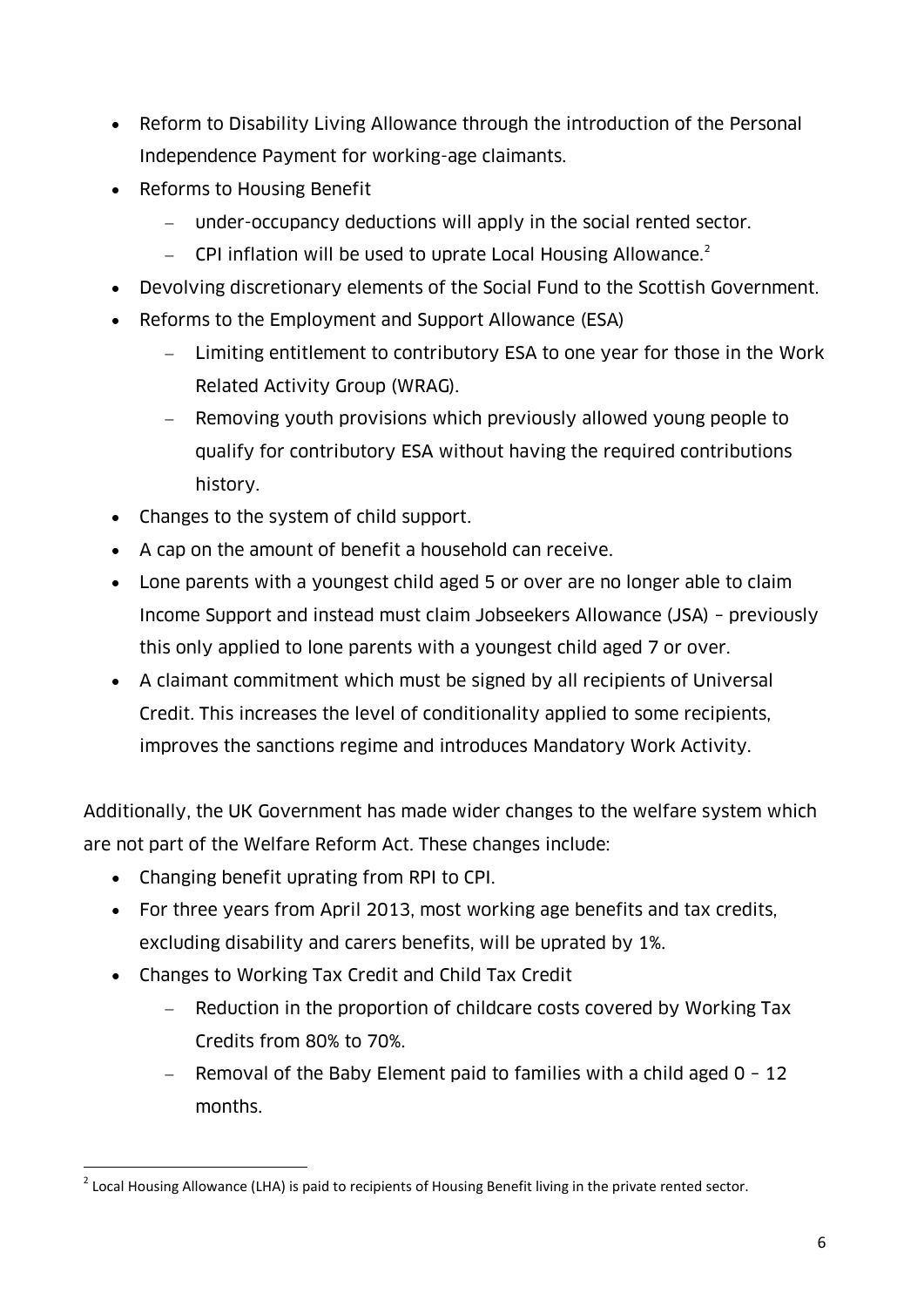- Reform to Disability Living Allowance through the introduction of the Personal Independence Payment for working-age claimants.
- Reforms to Housing Benefit
  - under-occupancy deductions will apply in the social rented sector.
  - CPI inflation will be used to uprate Local Housing Allowance.[2]
- Devolving discretionary elements of the Social Fund to the Scottish Government.
- Reforms to the Employment and Support Allowance (ESA)
  - Limiting entitlement to contributory ESA to one year for those in the Work Related Activity Group (WRAG).
  - Removing youth provisions which previously allowed young people to qualify for contributory ESA without having the required contributions history.
- Changes to the system of child support.
- A cap on the amount of benefit a household can receive.
- Lone parents with a youngest child aged 5 or over are no longer able to claim Income Support and instead must claim Jobseekers Allowance (JSA) – previously this only applied to lone parents with a youngest child aged 7 or over.
- A claimant commitment which must be signed by all recipients of Universal Credit. This increases the level of conditionality applied to some recipients, improves the sanctions regime and introduces Mandatory Work Activity.

Additionally, the UK Government has made wider changes to the welfare system which are not part of the Welfare Reform Act. These changes include:

- Changing benefit uprating from RPI to CPI.
- For three years from April 2013, most working age benefits and tax credits, excluding disability and carers benefits, will be uprated by 1%.
- Changes to Working Tax Credit and Child Tax Credit
  - Reduction in the proportion of childcare costs covered by Working Tax Credits from 80% to 70%.
  - Removal of the Baby Element paid to families with a child aged 0 – 12 months.

[2] Local Housing Allowance (LHA) is paid to recipients of Housing Benefit living in the private rented sector.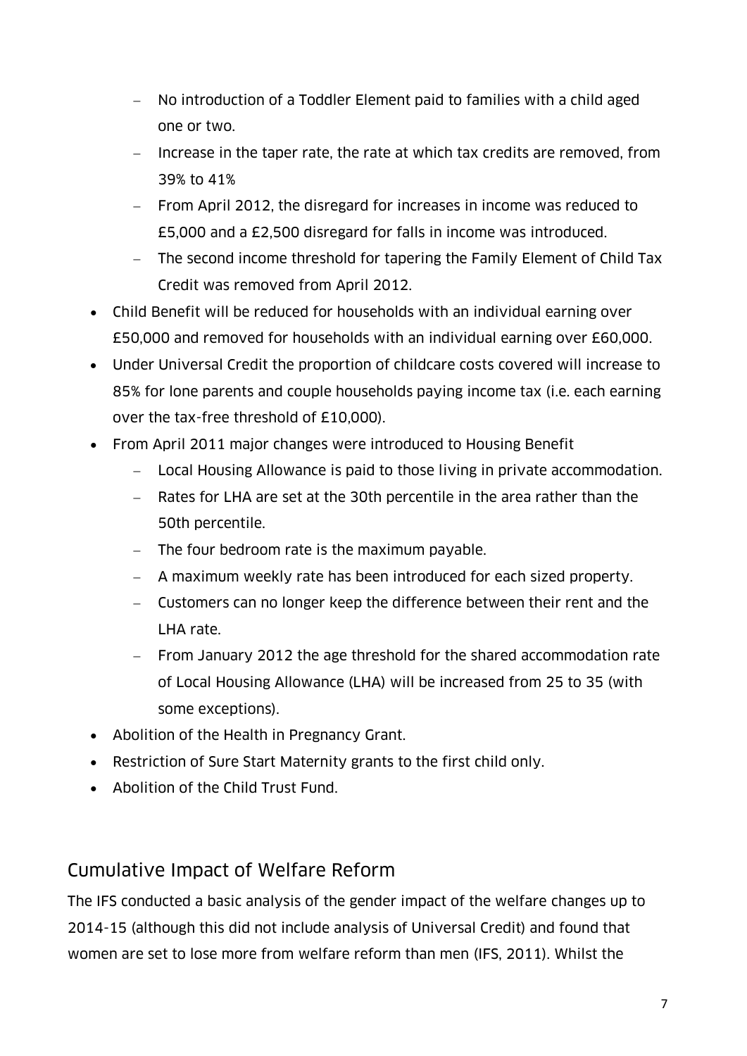- No introduction of a Toddler Element paid to families with a child aged one or two.
  - Increase in the taper rate, the rate at which tax credits are removed, from 39% to 41%
  - From April 2012, the disregard for increases in income was reduced to £5,000 and a £2,500 disregard for falls in income was introduced.
  - The second income threshold for tapering the Family Element of Child Tax Credit was removed from April 2012.
- Child Benefit will be reduced for households with an individual earning over £50,000 and removed for households with an individual earning over £60,000.
- Under Universal Credit the proportion of childcare costs covered will increase to 85% for lone parents and couple households paying income tax (i.e. each earning over the tax-free threshold of £10,000).
- From April 2011 major changes were introduced to Housing Benefit
  - Local Housing Allowance is paid to those living in private accommodation.
  - Rates for LHA are set at the 30th percentile in the area rather than the 50th percentile.
  - The four bedroom rate is the maximum payable.
  - A maximum weekly rate has been introduced for each sized property.
  - Customers can no longer keep the difference between their rent and the LHA rate.
  - From January 2012 the age threshold for the shared accommodation rate of Local Housing Allowance (LHA) will be increased from 25 to 35 (with some exceptions).
- Abolition of the Health in Pregnancy Grant.
- Restriction of Sure Start Maternity grants to the first child only.
- Abolition of the Child Trust Fund.

## Cumulative Impact of Welfare Reform

The IFS conducted a basic analysis of the gender impact of the welfare changes up to 2014-15 (although this did not include analysis of Universal Credit) and found that women are set to lose more from welfare reform than men (IFS, 2011). Whilst the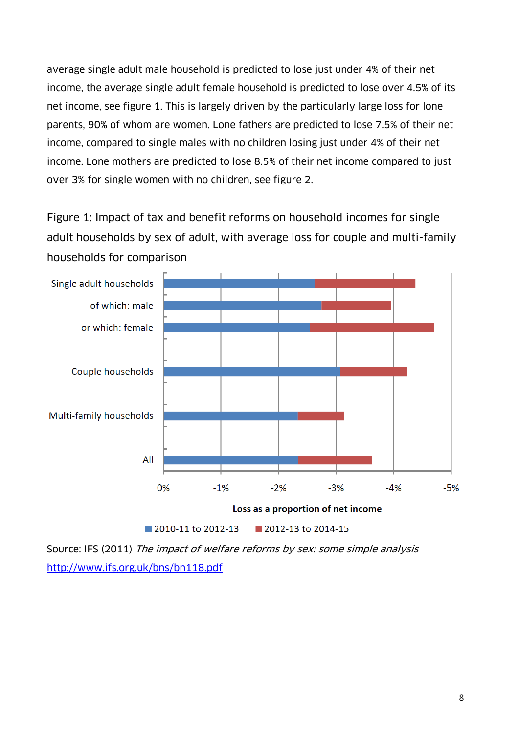average single adult male household is predicted to lose just under 4% of their net income, the average single adult female household is predicted to lose over 4.5% of its net income, see figure 1. This is largely driven by the particularly large loss for lone parents, 90% of whom are women. Lone fathers are predicted to lose 7.5% of their net income, compared to single males with no children losing just under 4% of their net income. Lone mothers are predicted to lose 8.5% of their net income compared to just over 3% for single women with no children, see figure 2.

Figure 1: Impact of tax and benefit reforms on household incomes for single adult households by sex of adult, with average loss for couple and multi-family households for comparison

Source: IFS (2011) *The impact of welfare reforms by sex: some simple analysis* http://www.ifs.org.uk/bns/bn118.pdf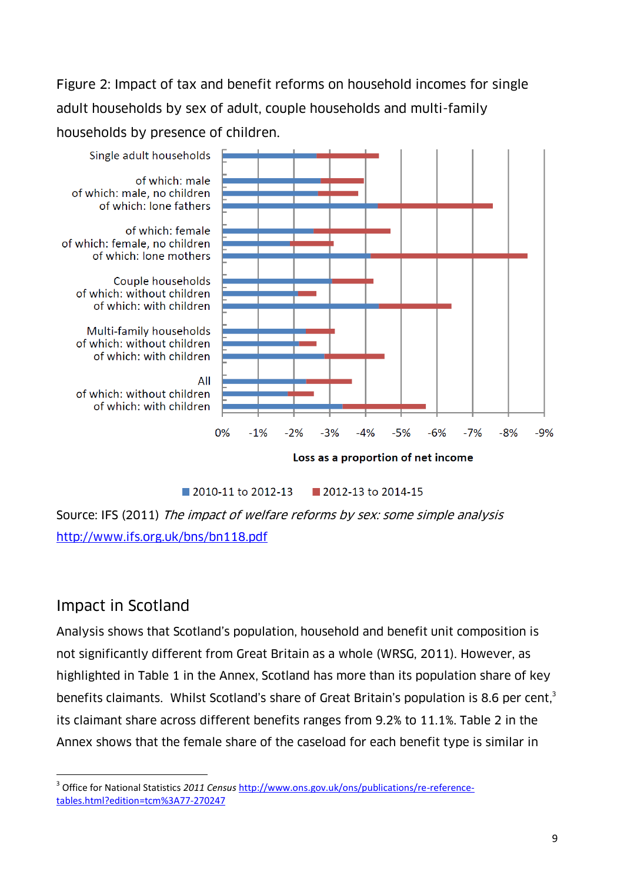Figure 2: Impact of tax and benefit reforms on household incomes for single adult households by sex of adult, couple households and multi-family households by presence of children.

Source: IFS (2011) *The impact of welfare reforms by sex: some simple analysis* http://www.ifs.org.uk/bns/bn118.pdf

## Impact in Scotland

Analysis shows that Scotland's population, household and benefit unit composition is not significantly different from Great Britain as a whole (WRSG, 2011). However, as highlighted in Table 1 in the Annex, Scotland has more than its population share of key benefits claimants. Whilst Scotland's share of Great Britain's population is 8.6 per cent,[3] its claimant share across different benefits ranges from 9.2% to 11.1%. Table 2 in the Annex shows that the female share of the caseload for each benefit type is similar in

[3] Office for National Statistics *2011 Census* http://www.ons.gov.uk/ons/publications/re-reference-tables.html?edition=tcm%3A77-270247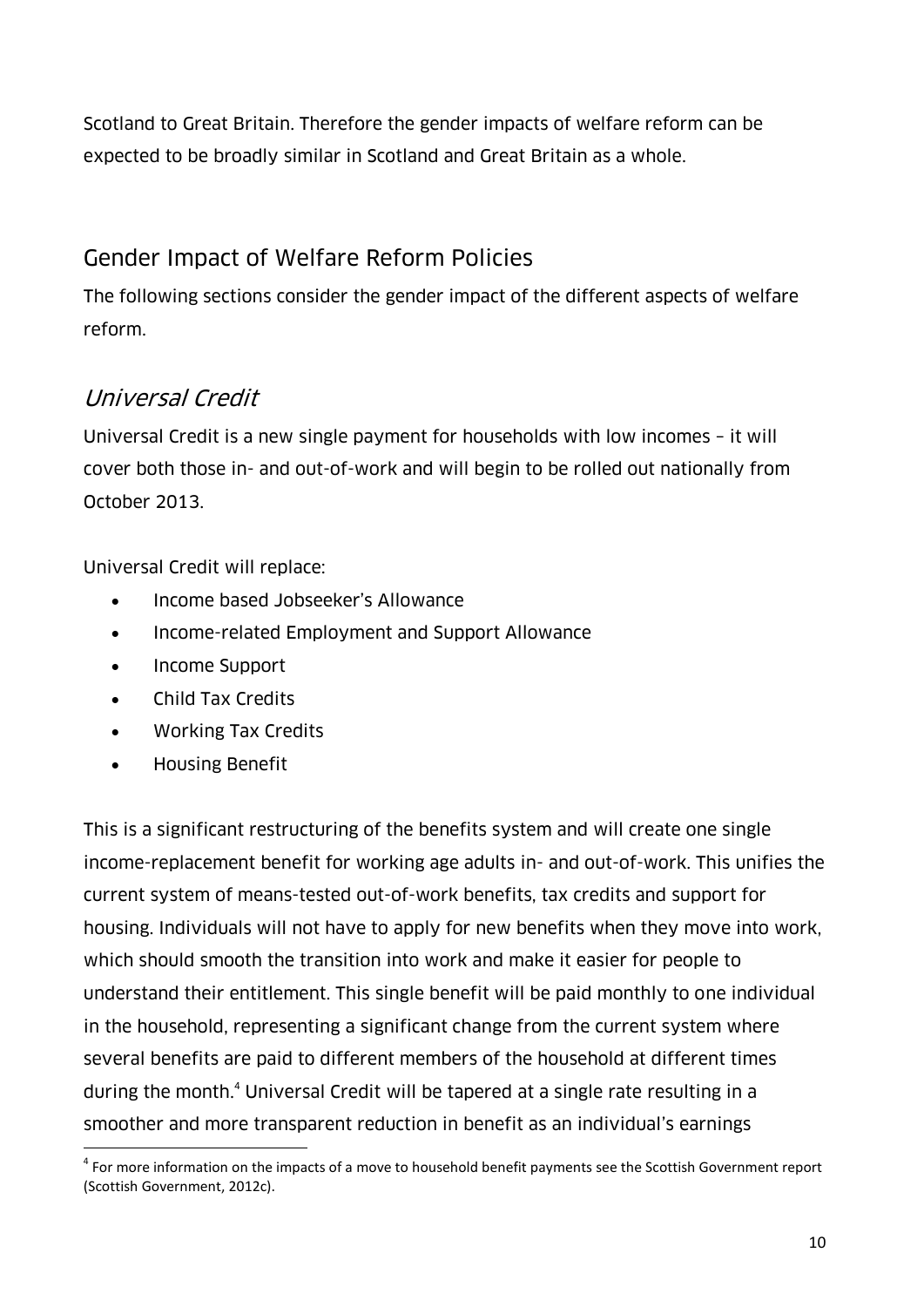Scotland to Great Britain. Therefore the gender impacts of welfare reform can be expected to be broadly similar in Scotland and Great Britain as a whole.

## Gender Impact of Welfare Reform Policies

The following sections consider the gender impact of the different aspects of welfare reform.

### *Universal Credit*

Universal Credit is a new single payment for households with low incomes – it will cover both those in- and out-of-work and will begin to be rolled out nationally from October 2013.

Universal Credit will replace:

- Income based Jobseeker's Allowance
- Income-related Employment and Support Allowance
- Income Support
- Child Tax Credits
- Working Tax Credits
- Housing Benefit

This is a significant restructuring of the benefits system and will create one single income-replacement benefit for working age adults in- and out-of-work. This unifies the current system of means-tested out-of-work benefits, tax credits and support for housing. Individuals will not have to apply for new benefits when they move into work, which should smooth the transition into work and make it easier for people to understand their entitlement. This single benefit will be paid monthly to one individual in the household, representing a significant change from the current system where several benefits are paid to different members of the household at different times during the month.[4] Universal Credit will be tapered at a single rate resulting in a smoother and more transparent reduction in benefit as an individual's earnings

[4] For more information on the impacts of a move to household benefit payments see the Scottish Government report (Scottish Government, 2012c).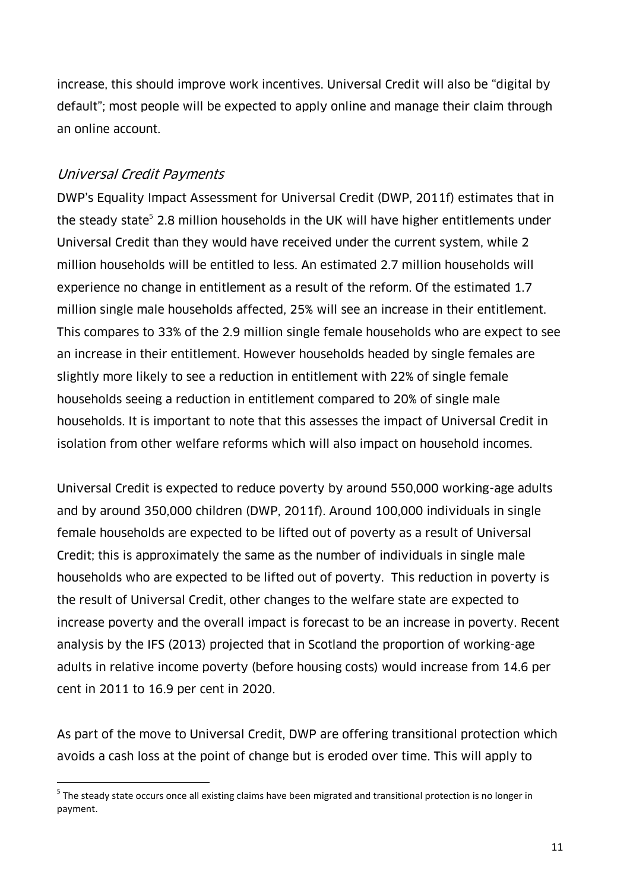increase, this should improve work incentives. Universal Credit will also be "digital by default"; most people will be expected to apply online and manage their claim through an online account.

### *Universal Credit Payments*

DWP's Equality Impact Assessment for Universal Credit (DWP, 2011f) estimates that in the steady state[5] 2.8 million households in the UK will have higher entitlements under Universal Credit than they would have received under the current system, while 2 million households will be entitled to less. An estimated 2.7 million households will experience no change in entitlement as a result of the reform. Of the estimated 1.7 million single male households affected, 25% will see an increase in their entitlement. This compares to 33% of the 2.9 million single female households who are expect to see an increase in their entitlement. However households headed by single females are slightly more likely to see a reduction in entitlement with 22% of single female households seeing a reduction in entitlement compared to 20% of single male households. It is important to note that this assesses the impact of Universal Credit in isolation from other welfare reforms which will also impact on household incomes.

Universal Credit is expected to reduce poverty by around 550,000 working-age adults and by around 350,000 children (DWP, 2011f). Around 100,000 individuals in single female households are expected to be lifted out of poverty as a result of Universal Credit; this is approximately the same as the number of individuals in single male households who are expected to be lifted out of poverty. This reduction in poverty is the result of Universal Credit, other changes to the welfare state are expected to increase poverty and the overall impact is forecast to be an increase in poverty. Recent analysis by the IFS (2013) projected that in Scotland the proportion of working-age adults in relative income poverty (before housing costs) would increase from 14.6 per cent in 2011 to 16.9 per cent in 2020.

As part of the move to Universal Credit, DWP are offering transitional protection which avoids a cash loss at the point of change but is eroded over time. This will apply to

[5] The steady state occurs once all existing claims have been migrated and transitional protection is no longer in payment.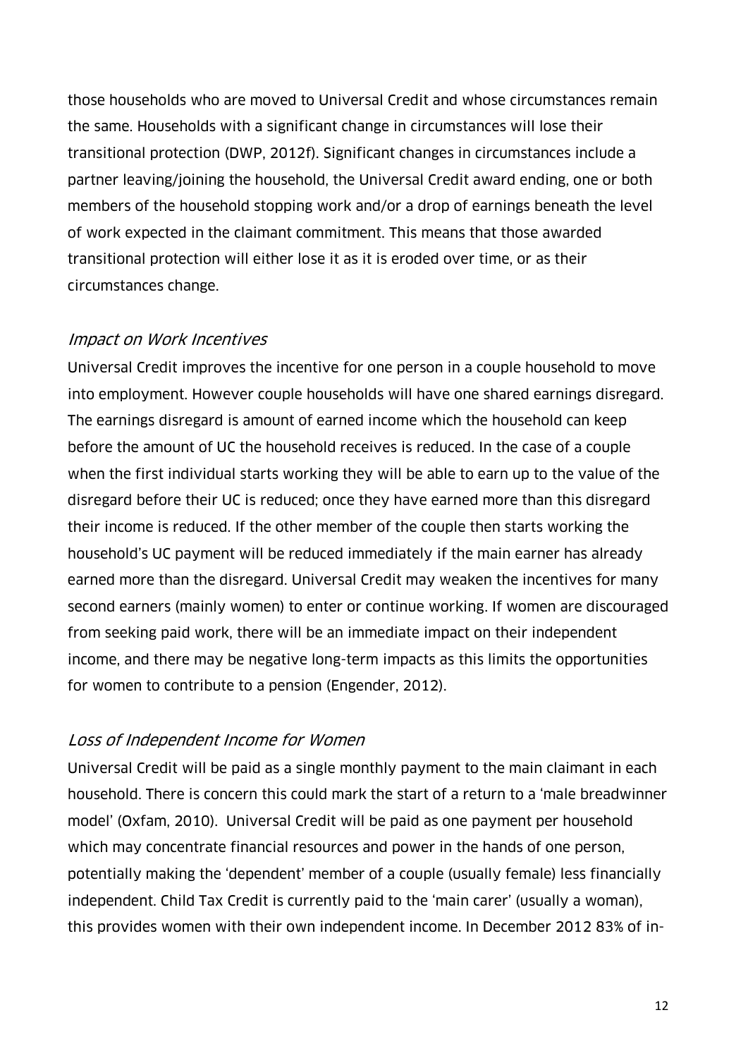those households who are moved to Universal Credit and whose circumstances remain the same. Households with a significant change in circumstances will lose their transitional protection (DWP, 2012f). Significant changes in circumstances include a partner leaving/joining the household, the Universal Credit award ending, one or both members of the household stopping work and/or a drop of earnings beneath the level of work expected in the claimant commitment. This means that those awarded transitional protection will either lose it as it is eroded over time, or as their circumstances change.

### *Impact on Work Incentives*

Universal Credit improves the incentive for one person in a couple household to move into employment. However couple households will have one shared earnings disregard. The earnings disregard is amount of earned income which the household can keep before the amount of UC the household receives is reduced. In the case of a couple when the first individual starts working they will be able to earn up to the value of the disregard before their UC is reduced; once they have earned more than this disregard their income is reduced. If the other member of the couple then starts working the household's UC payment will be reduced immediately if the main earner has already earned more than the disregard. Universal Credit may weaken the incentives for many second earners (mainly women) to enter or continue working. If women are discouraged from seeking paid work, there will be an immediate impact on their independent income, and there may be negative long-term impacts as this limits the opportunities for women to contribute to a pension (Engender, 2012).

### *Loss of Independent Income for Women*

Universal Credit will be paid as a single monthly payment to the main claimant in each household. There is concern this could mark the start of a return to a 'male breadwinner model' (Oxfam, 2010). Universal Credit will be paid as one payment per household which may concentrate financial resources and power in the hands of one person, potentially making the 'dependent' member of a couple (usually female) less financially independent. Child Tax Credit is currently paid to the 'main carer' (usually a woman), this provides women with their own independent income. In December 2012 83% of in-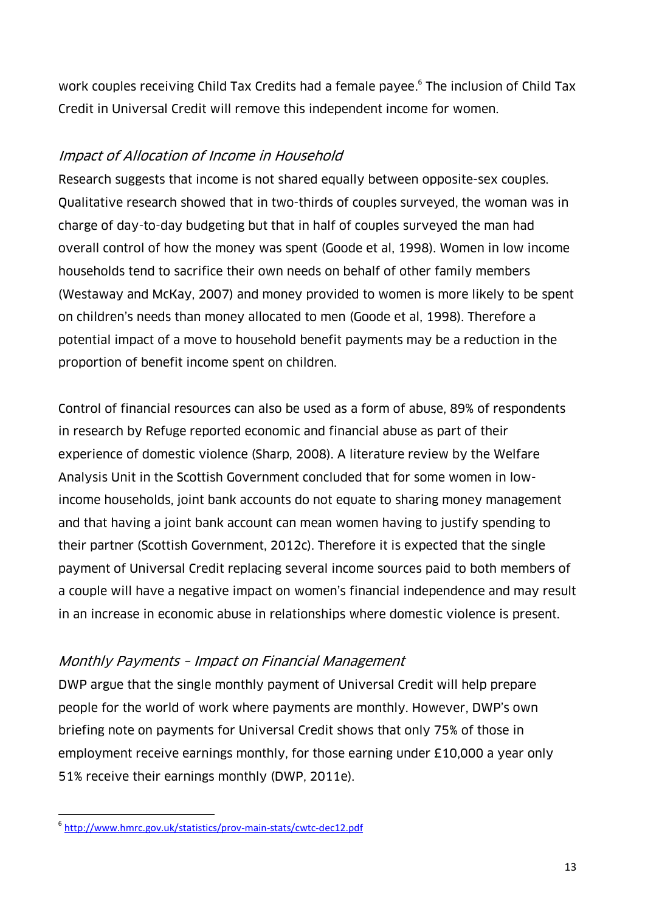work couples receiving Child Tax Credits had a female payee.[6] The inclusion of Child Tax Credit in Universal Credit will remove this independent income for women.

### *Impact of Allocation of Income in Household*

Research suggests that income is not shared equally between opposite-sex couples. Qualitative research showed that in two-thirds of couples surveyed, the woman was in charge of day-to-day budgeting but that in half of couples surveyed the man had overall control of how the money was spent (Goode et al, 1998). Women in low income households tend to sacrifice their own needs on behalf of other family members (Westaway and McKay, 2007) and money provided to women is more likely to be spent on children's needs than money allocated to men (Goode et al, 1998). Therefore a potential impact of a move to household benefit payments may be a reduction in the proportion of benefit income spent on children.

Control of financial resources can also be used as a form of abuse, 89% of respondents in research by Refuge reported economic and financial abuse as part of their experience of domestic violence (Sharp, 2008). A literature review by the Welfare Analysis Unit in the Scottish Government concluded that for some women in low-income households, joint bank accounts do not equate to sharing money management and that having a joint bank account can mean women having to justify spending to their partner (Scottish Government, 2012c). Therefore it is expected that the single payment of Universal Credit replacing several income sources paid to both members of a couple will have a negative impact on women's financial independence and may result in an increase in economic abuse in relationships where domestic violence is present.

### *Monthly Payments – Impact on Financial Management*

DWP argue that the single monthly payment of Universal Credit will help prepare people for the world of work where payments are monthly. However, DWP's own briefing note on payments for Universal Credit shows that only 75% of those in employment receive earnings monthly, for those earning under £10,000 a year only 51% receive their earnings monthly (DWP, 2011e).

---

[6] http://www.hmrc.gov.uk/statistics/prov-main-stats/cwtc-dec12.pdf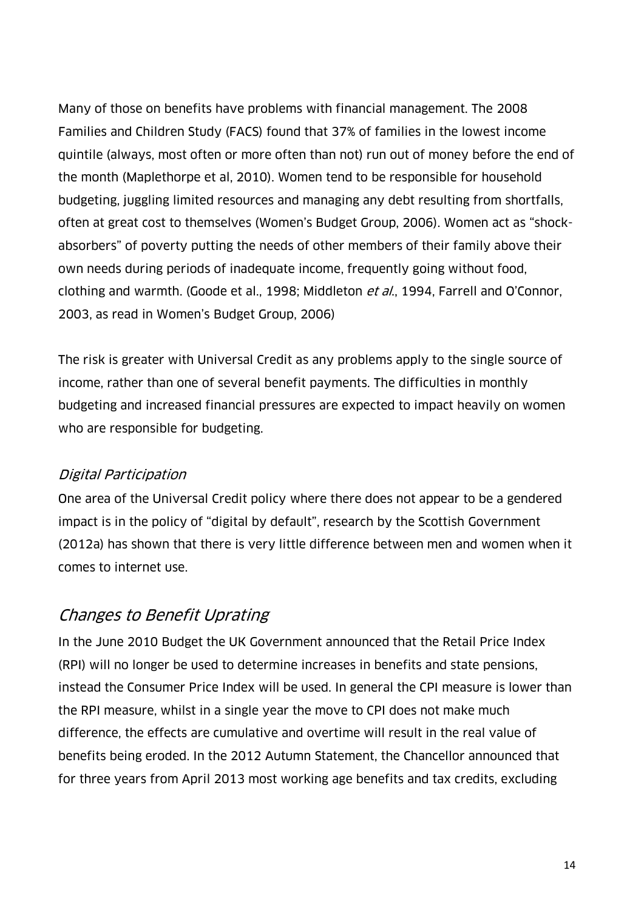Many of those on benefits have problems with financial management. The 2008 Families and Children Study (FACS) found that 37% of families in the lowest income quintile (always, most often or more often than not) run out of money before the end of the month (Maplethorpe et al, 2010). Women tend to be responsible for household budgeting, juggling limited resources and managing any debt resulting from shortfalls, often at great cost to themselves (Women's Budget Group, 2006). Women act as "shock-absorbers" of poverty putting the needs of other members of their family above their own needs during periods of inadequate income, frequently going without food, clothing and warmth. (Goode et al., 1998; Middleton *et al.*, 1994, Farrell and O'Connor, 2003, as read in Women's Budget Group, 2006)

The risk is greater with Universal Credit as any problems apply to the single source of income, rather than one of several benefit payments. The difficulties in monthly budgeting and increased financial pressures are expected to impact heavily on women who are responsible for budgeting.

### *Digital Participation*

One area of the Universal Credit policy where there does not appear to be a gendered impact is in the policy of "digital by default", research by the Scottish Government (2012a) has shown that there is very little difference between men and women when it comes to internet use.

## *Changes to Benefit Uprating*

In the June 2010 Budget the UK Government announced that the Retail Price Index (RPI) will no longer be used to determine increases in benefits and state pensions, instead the Consumer Price Index will be used. In general the CPI measure is lower than the RPI measure, whilst in a single year the move to CPI does not make much difference, the effects are cumulative and overtime will result in the real value of benefits being eroded. In the 2012 Autumn Statement, the Chancellor announced that for three years from April 2013 most working age benefits and tax credits, excluding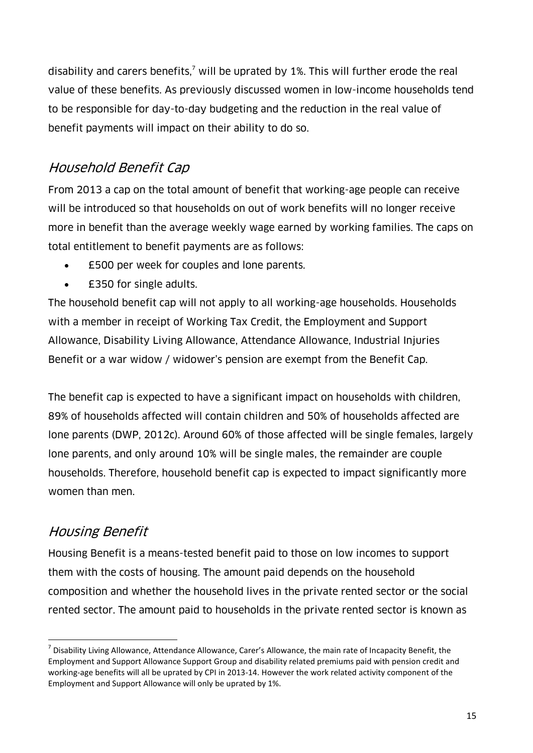disability and carers benefits,[7] will be uprated by 1%. This will further erode the real value of these benefits. As previously discussed women in low-income households tend to be responsible for day-to-day budgeting and the reduction in the real value of benefit payments will impact on their ability to do so.

## *Household Benefit Cap*

From 2013 a cap on the total amount of benefit that working-age people can receive will be introduced so that households on out of work benefits will no longer receive more in benefit than the average weekly wage earned by working families. The caps on total entitlement to benefit payments are as follows:

- £500 per week for couples and lone parents.
- £350 for single adults.

The household benefit cap will not apply to all working-age households. Households with a member in receipt of Working Tax Credit, the Employment and Support Allowance, Disability Living Allowance, Attendance Allowance, Industrial Injuries Benefit or a war widow / widower's pension are exempt from the Benefit Cap.

The benefit cap is expected to have a significant impact on households with children, 89% of households affected will contain children and 50% of households affected are lone parents (DWP, 2012c). Around 60% of those affected will be single females, largely lone parents, and only around 10% will be single males, the remainder are couple households. Therefore, household benefit cap is expected to impact significantly more women than men.

## *Housing Benefit*

Housing Benefit is a means-tested benefit paid to those on low incomes to support them with the costs of housing. The amount paid depends on the household composition and whether the household lives in the private rented sector or the social rented sector. The amount paid to households in the private rented sector is known as

---

[7] Disability Living Allowance, Attendance Allowance, Carer's Allowance, the main rate of Incapacity Benefit, the Employment and Support Allowance Support Group and disability related premiums paid with pension credit and working-age benefits will all be uprated by CPI in 2013-14. However the work related activity component of the Employment and Support Allowance will only be uprated by 1%.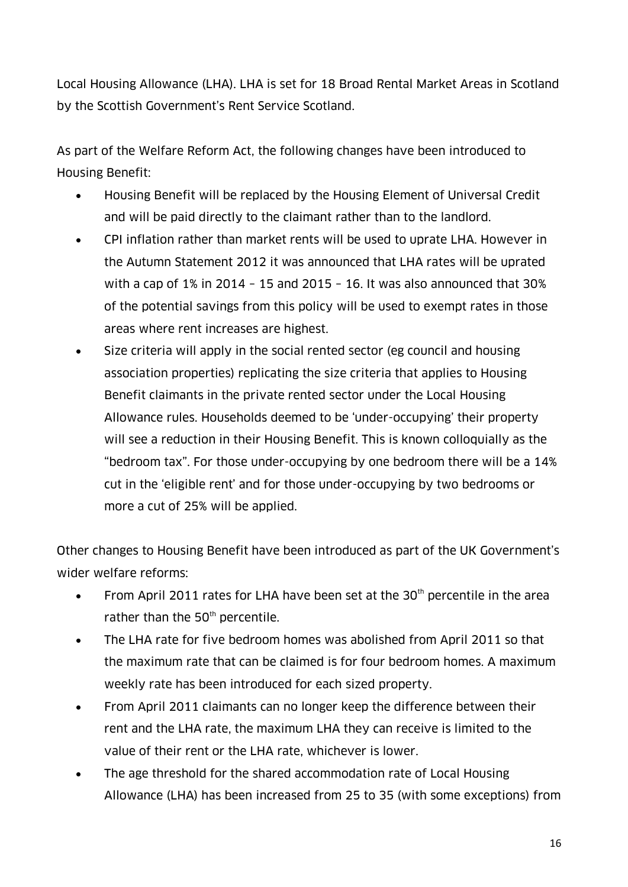Local Housing Allowance (LHA). LHA is set for 18 Broad Rental Market Areas in Scotland by the Scottish Government's Rent Service Scotland.

As part of the Welfare Reform Act, the following changes have been introduced to Housing Benefit:

- Housing Benefit will be replaced by the Housing Element of Universal Credit and will be paid directly to the claimant rather than to the landlord.
- CPI inflation rather than market rents will be used to uprate LHA. However in the Autumn Statement 2012 it was announced that LHA rates will be uprated with a cap of 1% in 2014 – 15 and 2015 – 16. It was also announced that 30% of the potential savings from this policy will be used to exempt rates in those areas where rent increases are highest.
- Size criteria will apply in the social rented sector (eg council and housing association properties) replicating the size criteria that applies to Housing Benefit claimants in the private rented sector under the Local Housing Allowance rules. Households deemed to be 'under-occupying' their property will see a reduction in their Housing Benefit. This is known colloquially as the "bedroom tax". For those under-occupying by one bedroom there will be a 14% cut in the 'eligible rent' and for those under-occupying by two bedrooms or more a cut of 25% will be applied.

Other changes to Housing Benefit have been introduced as part of the UK Government's wider welfare reforms:

- From April 2011 rates for LHA have been set at the 30th percentile in the area rather than the 50th percentile.
- The LHA rate for five bedroom homes was abolished from April 2011 so that the maximum rate that can be claimed is for four bedroom homes. A maximum weekly rate has been introduced for each sized property.
- From April 2011 claimants can no longer keep the difference between their rent and the LHA rate, the maximum LHA they can receive is limited to the value of their rent or the LHA rate, whichever is lower.
- The age threshold for the shared accommodation rate of Local Housing Allowance (LHA) has been increased from 25 to 35 (with some exceptions) from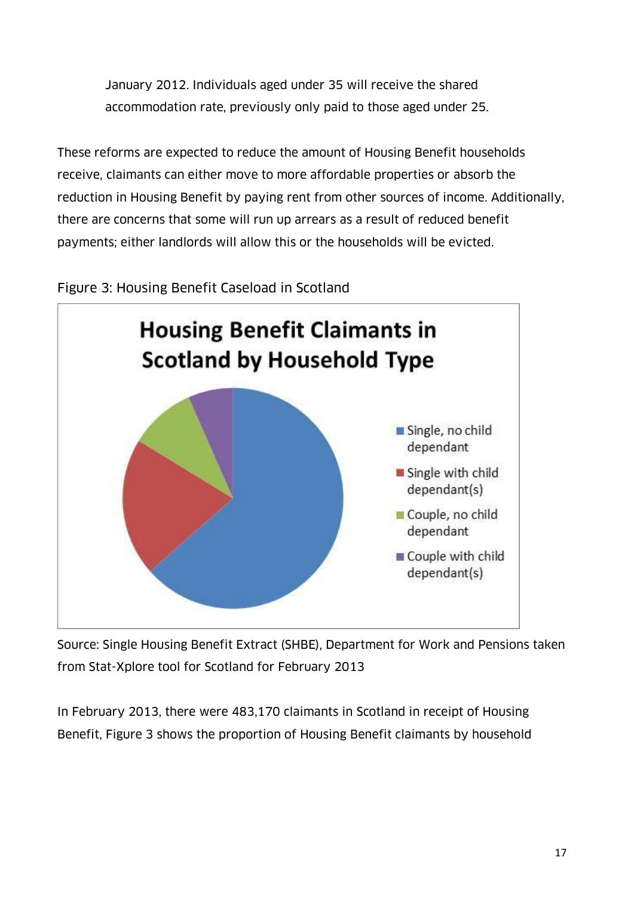January 2012. Individuals aged under 35 will receive the shared accommodation rate, previously only paid to those aged under 25.

These reforms are expected to reduce the amount of Housing Benefit households receive, claimants can either move to more affordable properties or absorb the reduction in Housing Benefit by paying rent from other sources of income. Additionally, there are concerns that some will run up arrears as a result of reduced benefit payments; either landlords will allow this or the households will be evicted.

Figure 3: Housing Benefit Caseload in Scotland

**Housing Benefit Claimants in Scotland by Household Type**

- Single, no child dependant
- Single with child dependant(s)
- Couple, no child dependant
- Couple with child dependant(s)

Source: Single Housing Benefit Extract (SHBE), Department for Work and Pensions taken from Stat-Xplore tool for Scotland for February 2013

In February 2013, there were 483,170 claimants in Scotland in receipt of Housing Benefit, Figure 3 shows the proportion of Housing Benefit claimants by household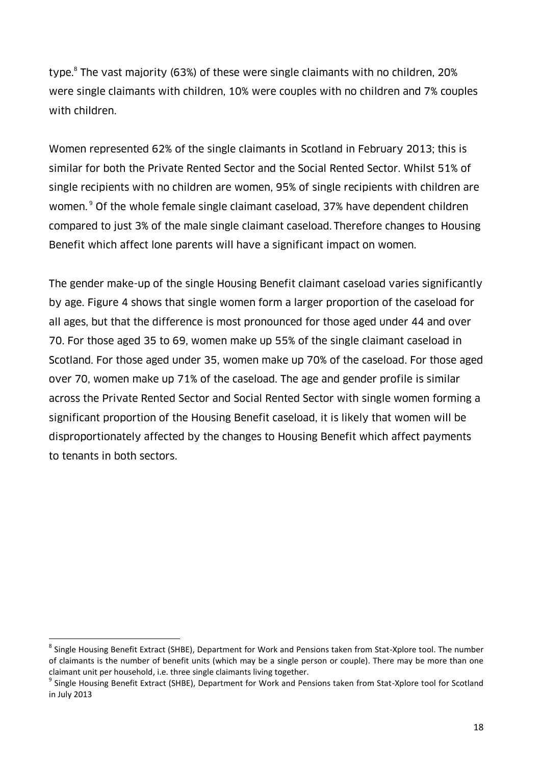type.[8] The vast majority (63%) of these were single claimants with no children, 20% were single claimants with children, 10% were couples with no children and 7% couples with children.

Women represented 62% of the single claimants in Scotland in February 2013; this is similar for both the Private Rented Sector and the Social Rented Sector. Whilst 51% of single recipients with no children are women, 95% of single recipients with children are women.[9] Of the whole female single claimant caseload, 37% have dependent children compared to just 3% of the male single claimant caseload. Therefore changes to Housing Benefit which affect lone parents will have a significant impact on women.

The gender make-up of the single Housing Benefit claimant caseload varies significantly by age. Figure 4 shows that single women form a larger proportion of the caseload for all ages, but that the difference is most pronounced for those aged under 44 and over 70. For those aged 35 to 69, women make up 55% of the single claimant caseload in Scotland. For those aged under 35, women make up 70% of the caseload. For those aged over 70, women make up 71% of the caseload. The age and gender profile is similar across the Private Rented Sector and Social Rented Sector with single women forming a significant proportion of the Housing Benefit caseload, it is likely that women will be disproportionately affected by the changes to Housing Benefit which affect payments to tenants in both sectors.

---

[8] Single Housing Benefit Extract (SHBE), Department for Work and Pensions taken from Stat-Xplore tool. The number of claimants is the number of benefit units (which may be a single person or couple). There may be more than one claimant unit per household, i.e. three single claimants living together.

[9] Single Housing Benefit Extract (SHBE), Department for Work and Pensions taken from Stat-Xplore tool for Scotland in July 2013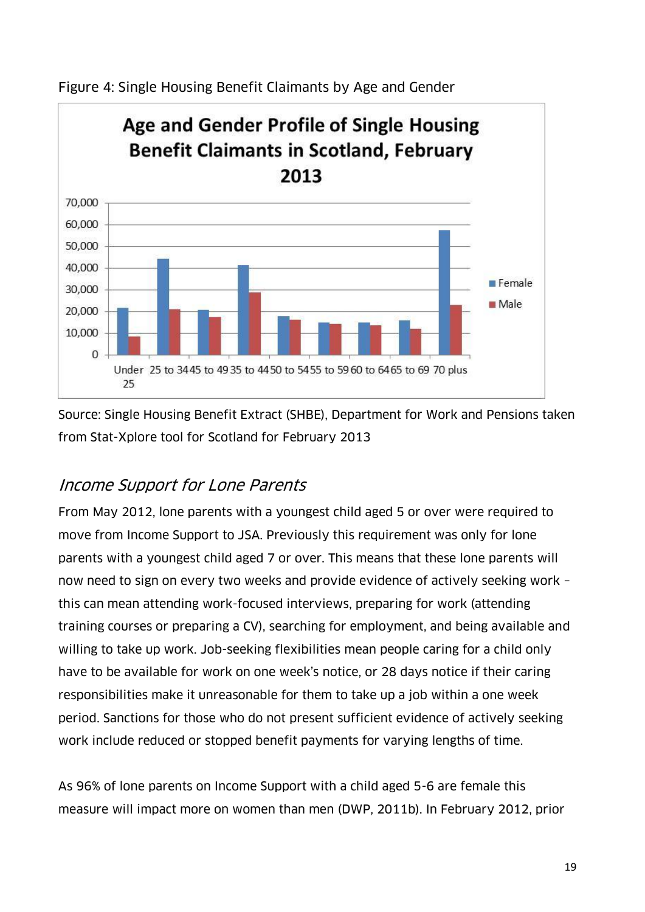Figure 4: Single Housing Benefit Claimants by Age and Gender

Source: Single Housing Benefit Extract (SHBE), Department for Work and Pensions taken from Stat-Xplore tool for Scotland for February 2013

## *Income Support for Lone Parents*

From May 2012, lone parents with a youngest child aged 5 or over were required to move from Income Support to JSA. Previously this requirement was only for lone parents with a youngest child aged 7 or over. This means that these lone parents will now need to sign on every two weeks and provide evidence of actively seeking work – this can mean attending work-focused interviews, preparing for work (attending training courses or preparing a CV), searching for employment, and being available and willing to take up work. Job-seeking flexibilities mean people caring for a child only have to be available for work on one week's notice, or 28 days notice if their caring responsibilities make it unreasonable for them to take up a job within a one week period. Sanctions for those who do not present sufficient evidence of actively seeking work include reduced or stopped benefit payments for varying lengths of time.

As 96% of lone parents on Income Support with a child aged 5-6 are female this measure will impact more on women than men (DWP, 2011b). In February 2012, prior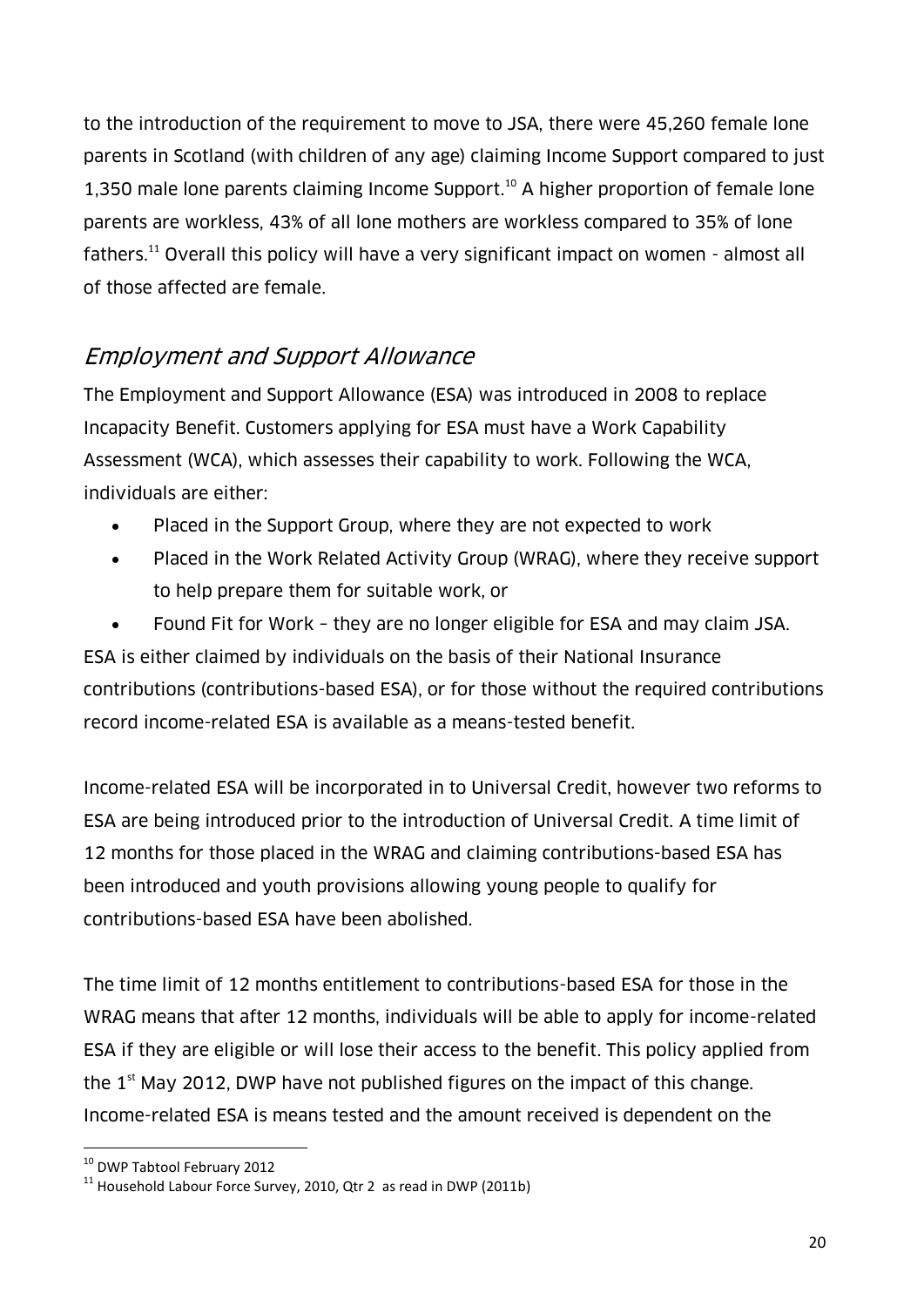to the introduction of the requirement to move to JSA, there were 45,260 female lone parents in Scotland (with children of any age) claiming Income Support compared to just 1,350 male lone parents claiming Income Support.[10] A higher proportion of female lone parents are workless, 43% of all lone mothers are workless compared to 35% of lone fathers.[11] Overall this policy will have a very significant impact on women - almost all of those affected are female.

## *Employment and Support Allowance*

The Employment and Support Allowance (ESA) was introduced in 2008 to replace Incapacity Benefit. Customers applying for ESA must have a Work Capability Assessment (WCA), which assesses their capability to work. Following the WCA, individuals are either:

- Placed in the Support Group, where they are not expected to work
- Placed in the Work Related Activity Group (WRAG), where they receive support to help prepare them for suitable work, or
- Found Fit for Work – they are no longer eligible for ESA and may claim JSA.

ESA is either claimed by individuals on the basis of their National Insurance contributions (contributions-based ESA), or for those without the required contributions record income-related ESA is available as a means-tested benefit.

Income-related ESA will be incorporated in to Universal Credit, however two reforms to ESA are being introduced prior to the introduction of Universal Credit. A time limit of 12 months for those placed in the WRAG and claiming contributions-based ESA has been introduced and youth provisions allowing young people to qualify for contributions-based ESA have been abolished.

The time limit of 12 months entitlement to contributions-based ESA for those in the WRAG means that after 12 months, individuals will be able to apply for income-related ESA if they are eligible or will lose their access to the benefit. This policy applied from the 1st May 2012, DWP have not published figures on the impact of this change. Income-related ESA is means tested and the amount received is dependent on the

---

[10] DWP Tabtool February 2012

[11] Household Labour Force Survey, 2010, Qtr 2 as read in DWP (2011b)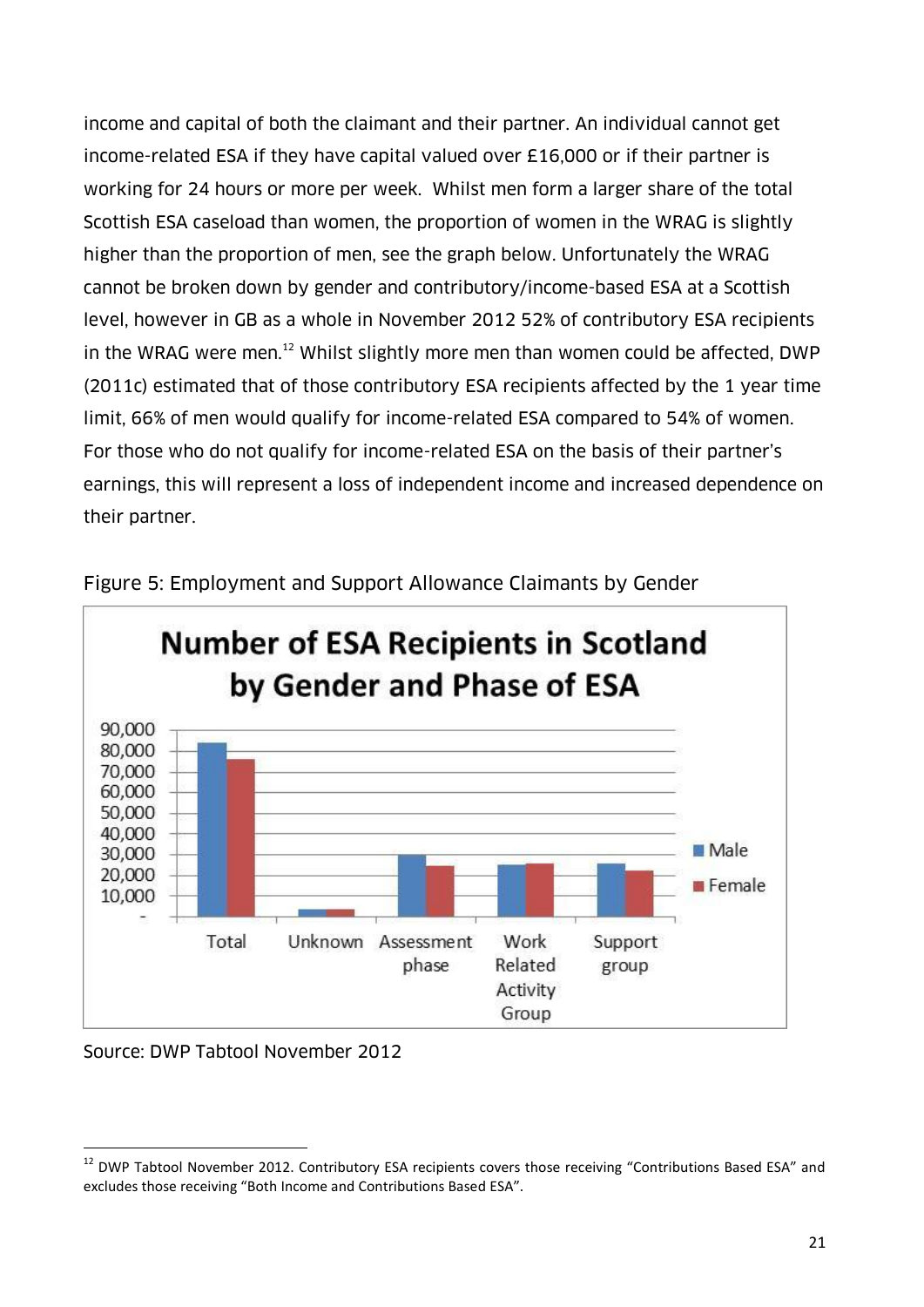income and capital of both the claimant and their partner. An individual cannot get income-related ESA if they have capital valued over £16,000 or if their partner is working for 24 hours or more per week. Whilst men form a larger share of the total Scottish ESA caseload than women, the proportion of women in the WRAG is slightly higher than the proportion of men, see the graph below. Unfortunately the WRAG cannot be broken down by gender and contributory/income-based ESA at a Scottish level, however in GB as a whole in November 2012 52% of contributory ESA recipients in the WRAG were men.[12] Whilst slightly more men than women could be affected, DWP (2011c) estimated that of those contributory ESA recipients affected by the 1 year time limit, 66% of men would qualify for income-related ESA compared to 54% of women. For those who do not qualify for income-related ESA on the basis of their partner's earnings, this will represent a loss of independent income and increased dependence on their partner.

Figure 5: Employment and Support Allowance Claimants by Gender

Source: DWP Tabtool November 2012

[12] DWP Tabtool November 2012. Contributory ESA recipients covers those receiving "Contributions Based ESA" and excludes those receiving "Both Income and Contributions Based ESA".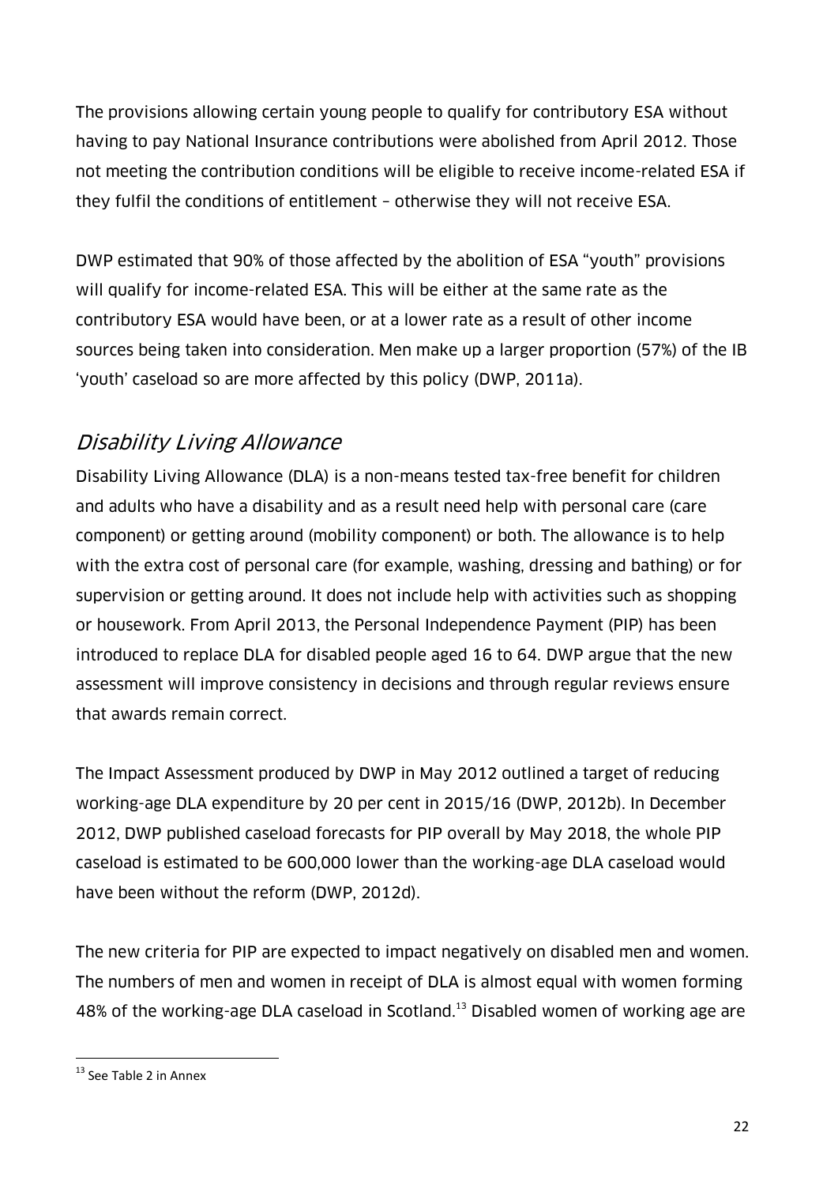The provisions allowing certain young people to qualify for contributory ESA without having to pay National Insurance contributions were abolished from April 2012. Those not meeting the contribution conditions will be eligible to receive income-related ESA if they fulfil the conditions of entitlement – otherwise they will not receive ESA.

DWP estimated that 90% of those affected by the abolition of ESA "youth" provisions will qualify for income-related ESA. This will be either at the same rate as the contributory ESA would have been, or at a lower rate as a result of other income sources being taken into consideration. Men make up a larger proportion (57%) of the IB 'youth' caseload so are more affected by this policy (DWP, 2011a).

## *Disability Living Allowance*

Disability Living Allowance (DLA) is a non-means tested tax-free benefit for children and adults who have a disability and as a result need help with personal care (care component) or getting around (mobility component) or both. The allowance is to help with the extra cost of personal care (for example, washing, dressing and bathing) or for supervision or getting around. It does not include help with activities such as shopping or housework. From April 2013, the Personal Independence Payment (PIP) has been introduced to replace DLA for disabled people aged 16 to 64. DWP argue that the new assessment will improve consistency in decisions and through regular reviews ensure that awards remain correct.

The Impact Assessment produced by DWP in May 2012 outlined a target of reducing working-age DLA expenditure by 20 per cent in 2015/16 (DWP, 2012b). In December 2012, DWP published caseload forecasts for PIP overall by May 2018, the whole PIP caseload is estimated to be 600,000 lower than the working-age DLA caseload would have been without the reform (DWP, 2012d).

The new criteria for PIP are expected to impact negatively on disabled men and women. The numbers of men and women in receipt of DLA is almost equal with women forming 48% of the working-age DLA caseload in Scotland.[13] Disabled women of working age are

[13] See Table 2 in Annex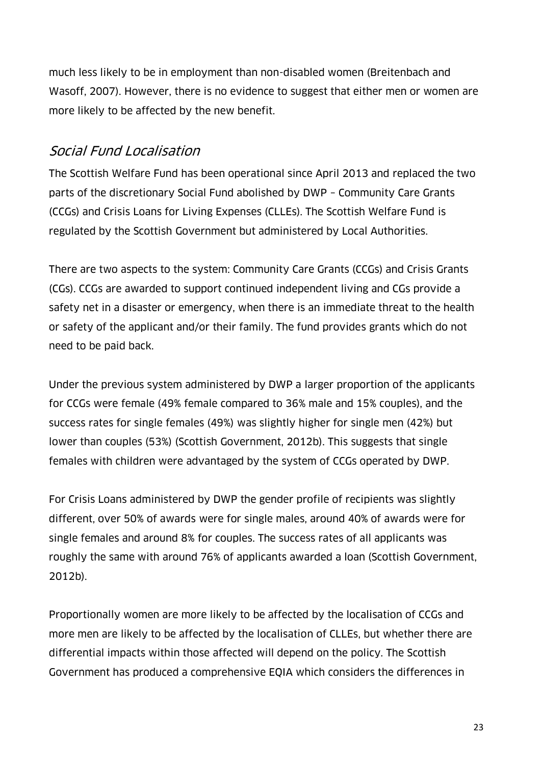much less likely to be in employment than non-disabled women (Breitenbach and Wasoff, 2007). However, there is no evidence to suggest that either men or women are more likely to be affected by the new benefit.

## *Social Fund Localisation*

The Scottish Welfare Fund has been operational since April 2013 and replaced the two parts of the discretionary Social Fund abolished by DWP – Community Care Grants (CCGs) and Crisis Loans for Living Expenses (CLLEs). The Scottish Welfare Fund is regulated by the Scottish Government but administered by Local Authorities.

There are two aspects to the system: Community Care Grants (CCGs) and Crisis Grants (CGs). CCGs are awarded to support continued independent living and CGs provide a safety net in a disaster or emergency, when there is an immediate threat to the health or safety of the applicant and/or their family. The fund provides grants which do not need to be paid back.

Under the previous system administered by DWP a larger proportion of the applicants for CCGs were female (49% female compared to 36% male and 15% couples), and the success rates for single females (49%) was slightly higher for single men (42%) but lower than couples (53%) (Scottish Government, 2012b). This suggests that single females with children were advantaged by the system of CCGs operated by DWP.

For Crisis Loans administered by DWP the gender profile of recipients was slightly different, over 50% of awards were for single males, around 40% of awards were for single females and around 8% for couples. The success rates of all applicants was roughly the same with around 76% of applicants awarded a loan (Scottish Government, 2012b).

Proportionally women are more likely to be affected by the localisation of CCGs and more men are likely to be affected by the localisation of CLLEs, but whether there are differential impacts within those affected will depend on the policy. The Scottish Government has produced a comprehensive EQIA which considers the differences in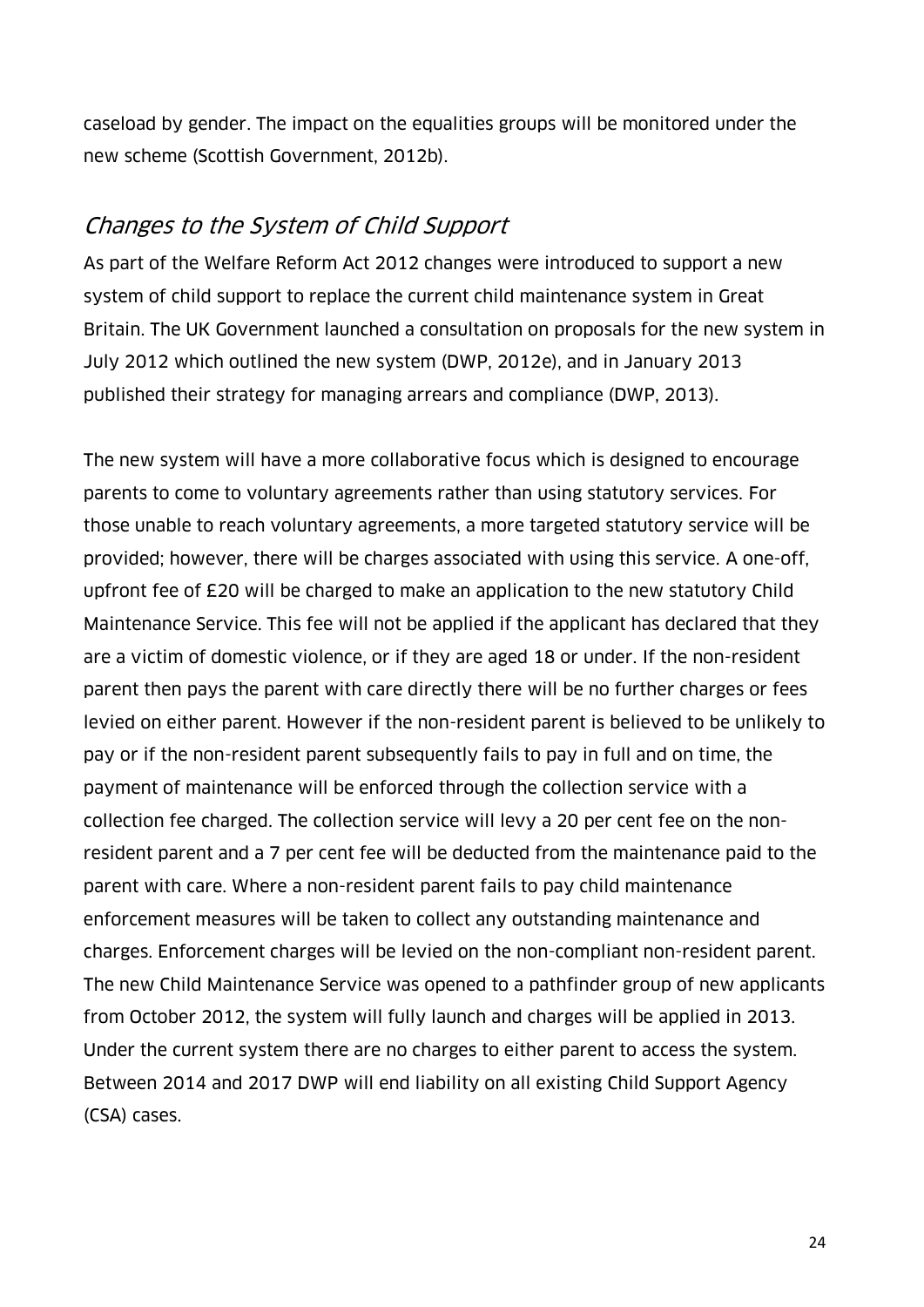caseload by gender. The impact on the equalities groups will be monitored under the new scheme (Scottish Government, 2012b).

## *Changes to the System of Child Support*

As part of the Welfare Reform Act 2012 changes were introduced to support a new system of child support to replace the current child maintenance system in Great Britain. The UK Government launched a consultation on proposals for the new system in July 2012 which outlined the new system (DWP, 2012e), and in January 2013 published their strategy for managing arrears and compliance (DWP, 2013).

The new system will have a more collaborative focus which is designed to encourage parents to come to voluntary agreements rather than using statutory services. For those unable to reach voluntary agreements, a more targeted statutory service will be provided; however, there will be charges associated with using this service. A one-off, upfront fee of £20 will be charged to make an application to the new statutory Child Maintenance Service. This fee will not be applied if the applicant has declared that they are a victim of domestic violence, or if they are aged 18 or under. If the non-resident parent then pays the parent with care directly there will be no further charges or fees levied on either parent. However if the non-resident parent is believed to be unlikely to pay or if the non-resident parent subsequently fails to pay in full and on time, the payment of maintenance will be enforced through the collection service with a collection fee charged. The collection service will levy a 20 per cent fee on the non-resident parent and a 7 per cent fee will be deducted from the maintenance paid to the parent with care. Where a non-resident parent fails to pay child maintenance enforcement measures will be taken to collect any outstanding maintenance and charges. Enforcement charges will be levied on the non-compliant non-resident parent. The new Child Maintenance Service was opened to a pathfinder group of new applicants from October 2012, the system will fully launch and charges will be applied in 2013. Under the current system there are no charges to either parent to access the system. Between 2014 and 2017 DWP will end liability on all existing Child Support Agency (CSA) cases.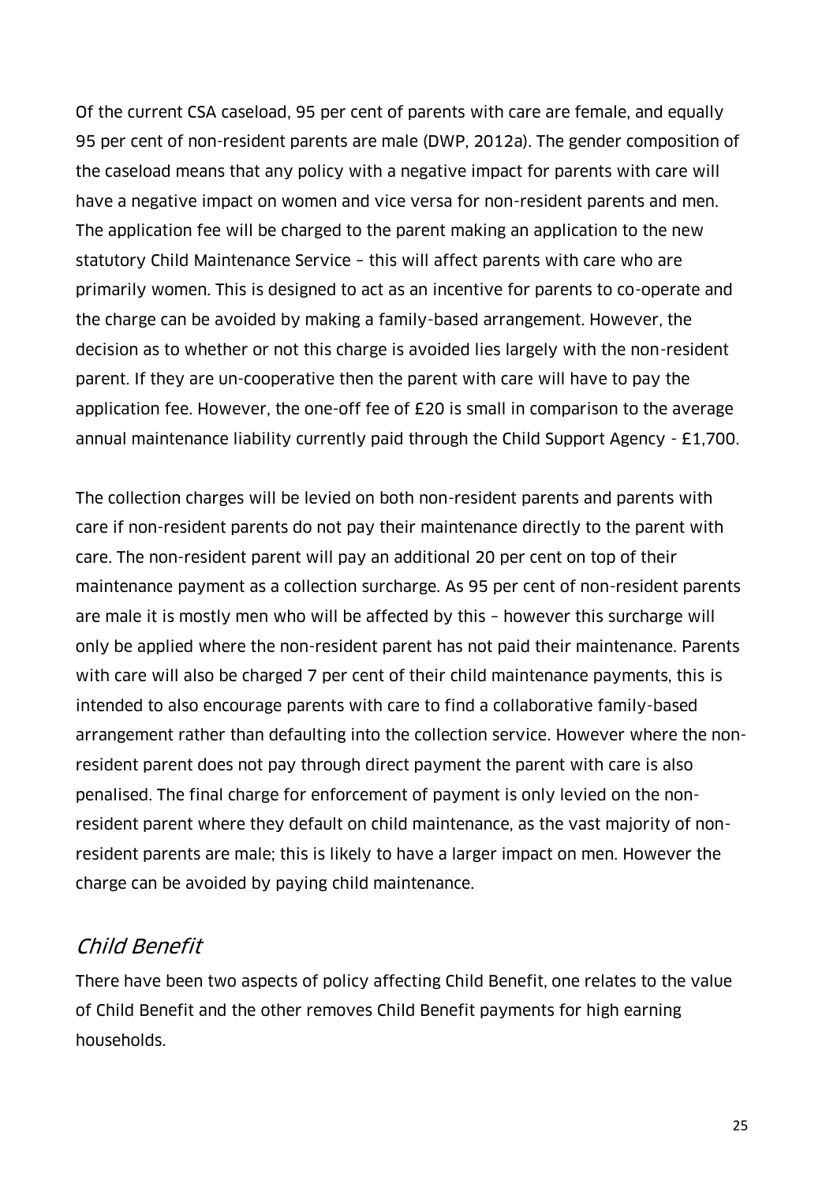Of the current CSA caseload, 95 per cent of parents with care are female, and equally 95 per cent of non-resident parents are male (DWP, 2012a). The gender composition of the caseload means that any policy with a negative impact for parents with care will have a negative impact on women and vice versa for non-resident parents and men. The application fee will be charged to the parent making an application to the new statutory Child Maintenance Service – this will affect parents with care who are primarily women. This is designed to act as an incentive for parents to co-operate and the charge can be avoided by making a family-based arrangement. However, the decision as to whether or not this charge is avoided lies largely with the non-resident parent. If they are un-cooperative then the parent with care will have to pay the application fee. However, the one-off fee of £20 is small in comparison to the average annual maintenance liability currently paid through the Child Support Agency - £1,700.

The collection charges will be levied on both non-resident parents and parents with care if non-resident parents do not pay their maintenance directly to the parent with care. The non-resident parent will pay an additional 20 per cent on top of their maintenance payment as a collection surcharge. As 95 per cent of non-resident parents are male it is mostly men who will be affected by this – however this surcharge will only be applied where the non-resident parent has not paid their maintenance. Parents with care will also be charged 7 per cent of their child maintenance payments, this is intended to also encourage parents with care to find a collaborative family-based arrangement rather than defaulting into the collection service. However where the non-resident parent does not pay through direct payment the parent with care is also penalised. The final charge for enforcement of payment is only levied on the non-resident parent where they default on child maintenance, as the vast majority of non-resident parents are male; this is likely to have a larger impact on men. However the charge can be avoided by paying child maintenance.

## *Child Benefit*

There have been two aspects of policy affecting Child Benefit, one relates to the value of Child Benefit and the other removes Child Benefit payments for high earning households.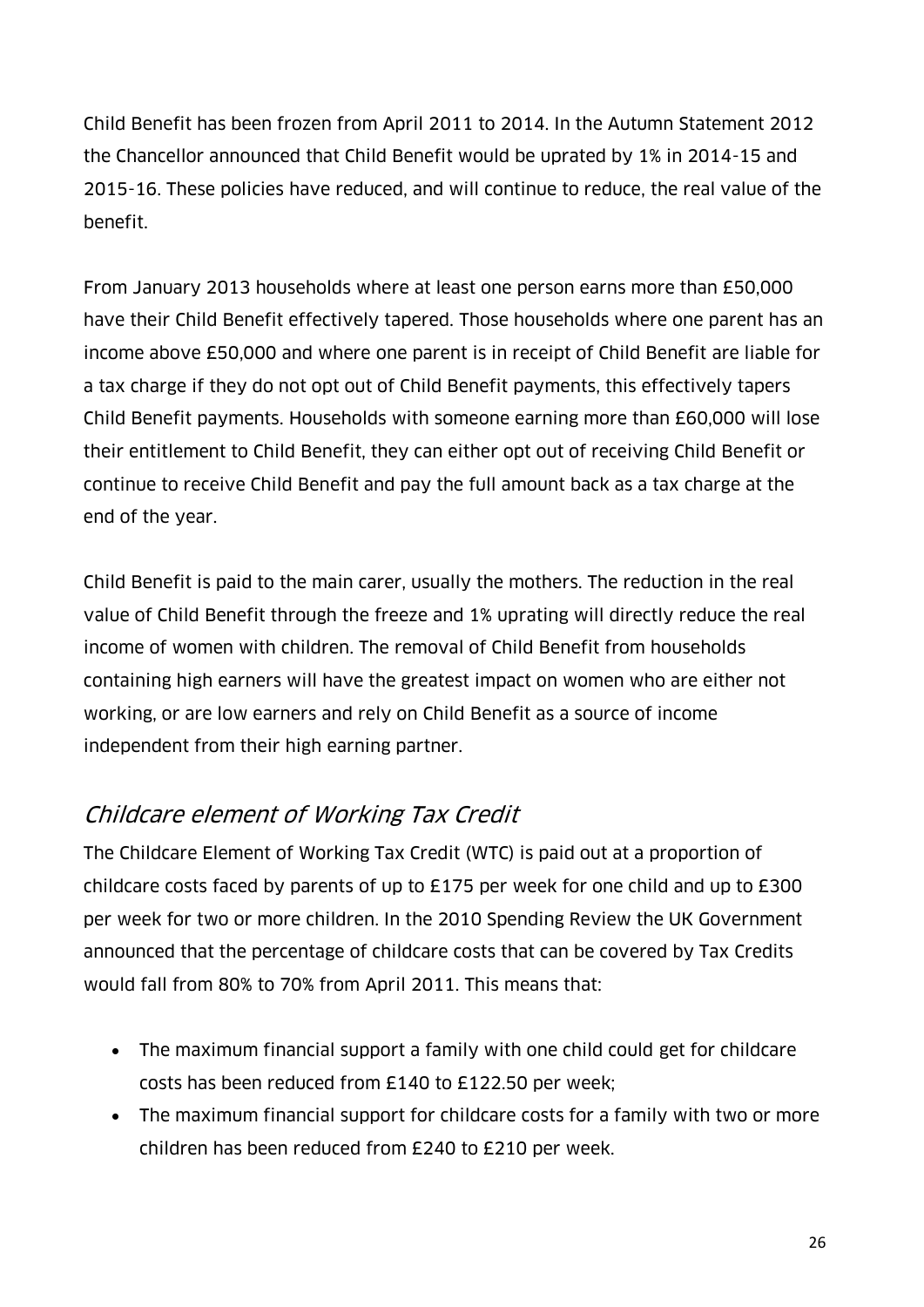Child Benefit has been frozen from April 2011 to 2014. In the Autumn Statement 2012 the Chancellor announced that Child Benefit would be uprated by 1% in 2014-15 and 2015-16. These policies have reduced, and will continue to reduce, the real value of the benefit.

From January 2013 households where at least one person earns more than £50,000 have their Child Benefit effectively tapered. Those households where one parent has an income above £50,000 and where one parent is in receipt of Child Benefit are liable for a tax charge if they do not opt out of Child Benefit payments, this effectively tapers Child Benefit payments. Households with someone earning more than £60,000 will lose their entitlement to Child Benefit, they can either opt out of receiving Child Benefit or continue to receive Child Benefit and pay the full amount back as a tax charge at the end of the year.

Child Benefit is paid to the main carer, usually the mothers. The reduction in the real value of Child Benefit through the freeze and 1% uprating will directly reduce the real income of women with children. The removal of Child Benefit from households containing high earners will have the greatest impact on women who are either not working, or are low earners and rely on Child Benefit as a source of income independent from their high earning partner.

## *Childcare element of Working Tax Credit*

The Childcare Element of Working Tax Credit (WTC) is paid out at a proportion of childcare costs faced by parents of up to £175 per week for one child and up to £300 per week for two or more children. In the 2010 Spending Review the UK Government announced that the percentage of childcare costs that can be covered by Tax Credits would fall from 80% to 70% from April 2011. This means that:

- The maximum financial support a family with one child could get for childcare costs has been reduced from £140 to £122.50 per week;
- The maximum financial support for childcare costs for a family with two or more children has been reduced from £240 to £210 per week.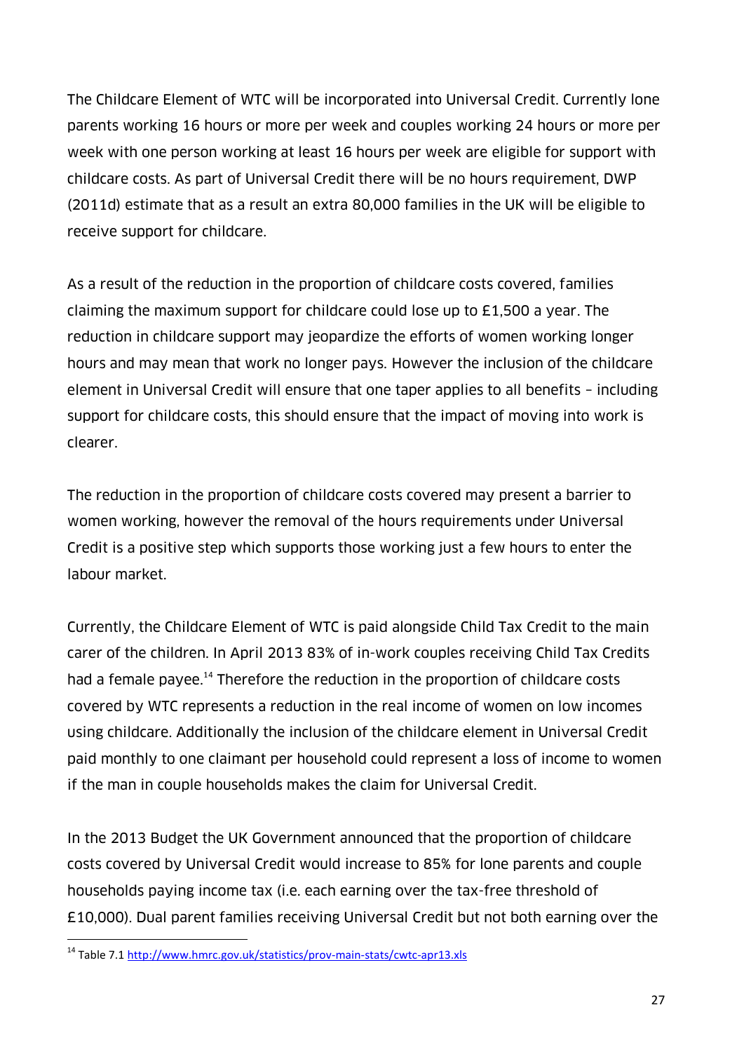The Childcare Element of WTC will be incorporated into Universal Credit. Currently lone parents working 16 hours or more per week and couples working 24 hours or more per week with one person working at least 16 hours per week are eligible for support with childcare costs. As part of Universal Credit there will be no hours requirement, DWP (2011d) estimate that as a result an extra 80,000 families in the UK will be eligible to receive support for childcare.

As a result of the reduction in the proportion of childcare costs covered, families claiming the maximum support for childcare could lose up to £1,500 a year. The reduction in childcare support may jeopardize the efforts of women working longer hours and may mean that work no longer pays. However the inclusion of the childcare element in Universal Credit will ensure that one taper applies to all benefits – including support for childcare costs, this should ensure that the impact of moving into work is clearer.

The reduction in the proportion of childcare costs covered may present a barrier to women working, however the removal of the hours requirements under Universal Credit is a positive step which supports those working just a few hours to enter the labour market.

Currently, the Childcare Element of WTC is paid alongside Child Tax Credit to the main carer of the children. In April 2013 83% of in-work couples receiving Child Tax Credits had a female payee.[14] Therefore the reduction in the proportion of childcare costs covered by WTC represents a reduction in the real income of women on low incomes using childcare. Additionally the inclusion of the childcare element in Universal Credit paid monthly to one claimant per household could represent a loss of income to women if the man in couple households makes the claim for Universal Credit.

In the 2013 Budget the UK Government announced that the proportion of childcare costs covered by Universal Credit would increase to 85% for lone parents and couple households paying income tax (i.e. each earning over the tax-free threshold of £10,000). Dual parent families receiving Universal Credit but not both earning over the

[14] Table 7.1 http://www.hmrc.gov.uk/statistics/prov-main-stats/cwtc-apr13.xls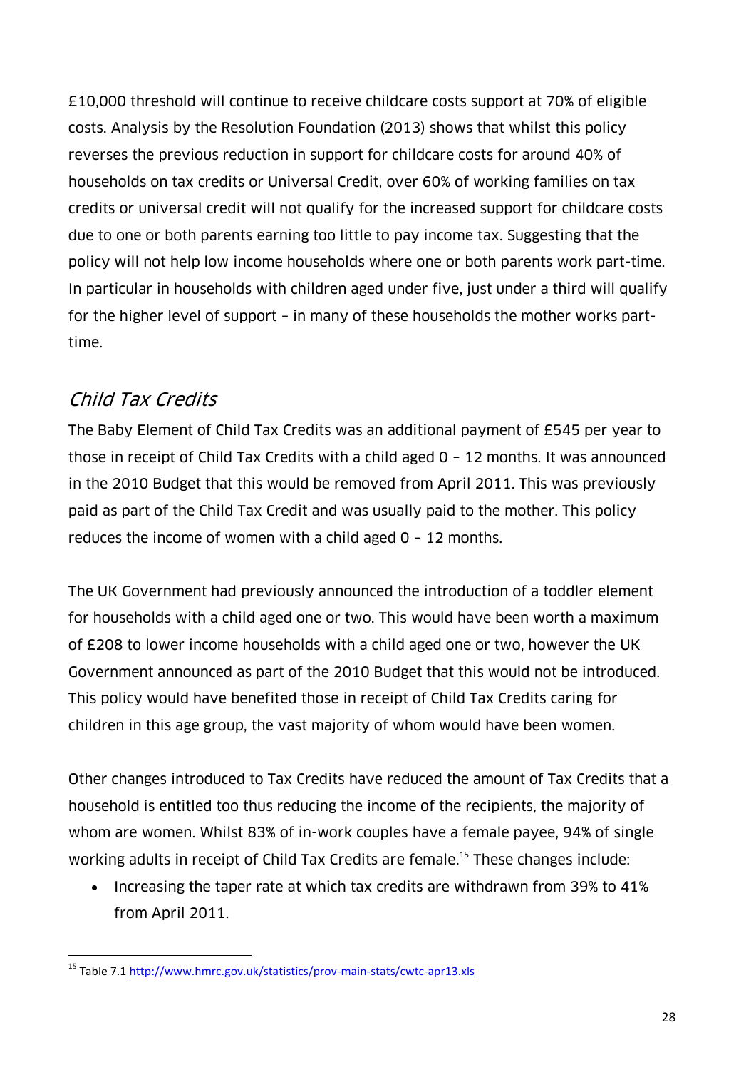£10,000 threshold will continue to receive childcare costs support at 70% of eligible costs. Analysis by the Resolution Foundation (2013) shows that whilst this policy reverses the previous reduction in support for childcare costs for around 40% of households on tax credits or Universal Credit, over 60% of working families on tax credits or universal credit will not qualify for the increased support for childcare costs due to one or both parents earning too little to pay income tax. Suggesting that the policy will not help low income households where one or both parents work part-time. In particular in households with children aged under five, just under a third will qualify for the higher level of support – in many of these households the mother works part-time.

## *Child Tax Credits*

The Baby Element of Child Tax Credits was an additional payment of £545 per year to those in receipt of Child Tax Credits with a child aged 0 – 12 months. It was announced in the 2010 Budget that this would be removed from April 2011. This was previously paid as part of the Child Tax Credit and was usually paid to the mother. This policy reduces the income of women with a child aged 0 – 12 months.

The UK Government had previously announced the introduction of a toddler element for households with a child aged one or two. This would have been worth a maximum of £208 to lower income households with a child aged one or two, however the UK Government announced as part of the 2010 Budget that this would not be introduced. This policy would have benefited those in receipt of Child Tax Credits caring for children in this age group, the vast majority of whom would have been women.

Other changes introduced to Tax Credits have reduced the amount of Tax Credits that a household is entitled too thus reducing the income of the recipients, the majority of whom are women. Whilst 83% of in-work couples have a female payee, 94% of single working adults in receipt of Child Tax Credits are female.[15] These changes include:

- Increasing the taper rate at which tax credits are withdrawn from 39% to 41% from April 2011.

[15] Table 7.1 http://www.hmrc.gov.uk/statistics/prov-main-stats/cwtc-apr13.xls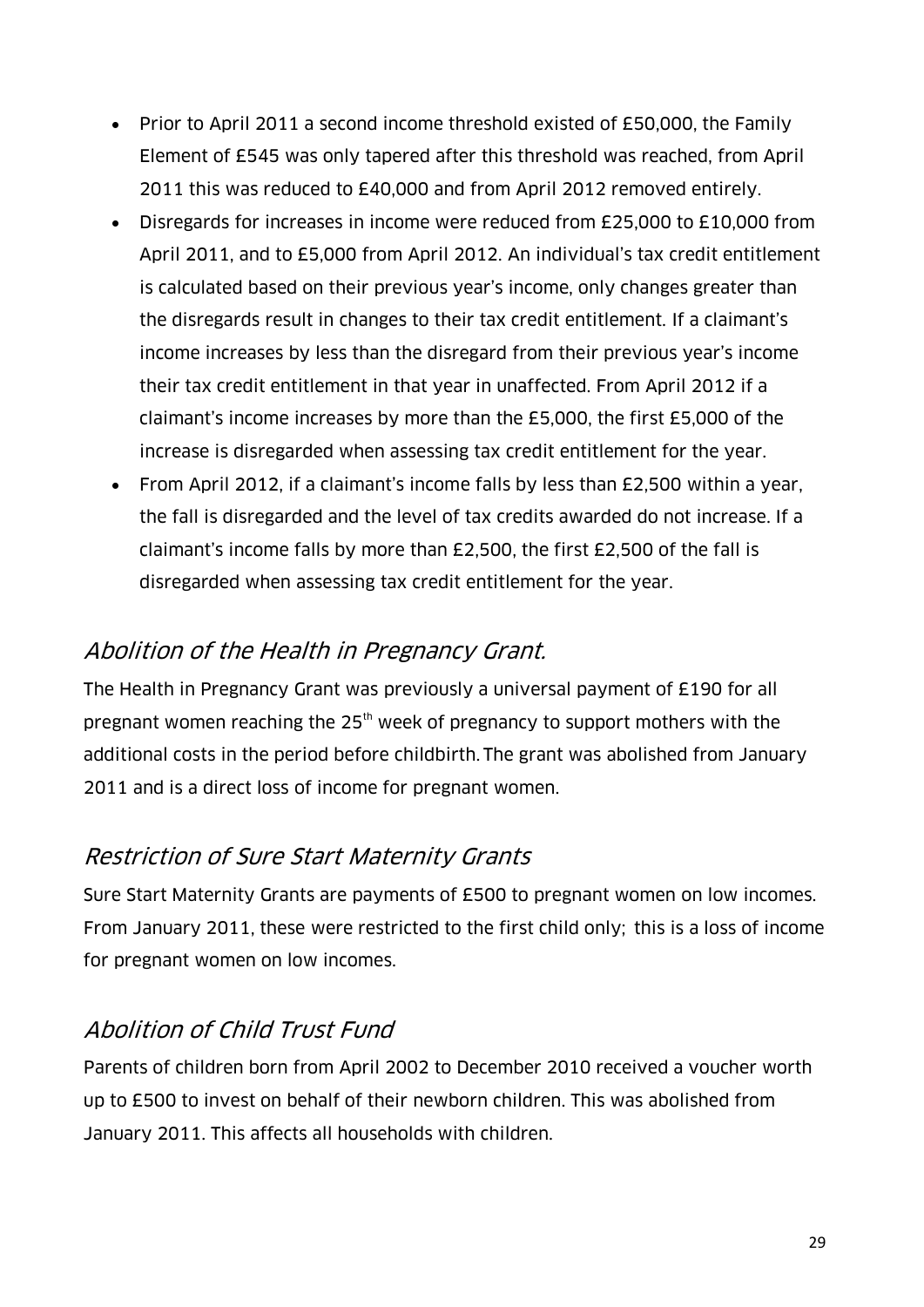- Prior to April 2011 a second income threshold existed of £50,000, the Family Element of £545 was only tapered after this threshold was reached, from April 2011 this was reduced to £40,000 and from April 2012 removed entirely.
- Disregards for increases in income were reduced from £25,000 to £10,000 from April 2011, and to £5,000 from April 2012. An individual's tax credit entitlement is calculated based on their previous year's income, only changes greater than the disregards result in changes to their tax credit entitlement. If a claimant's income increases by less than the disregard from their previous year's income their tax credit entitlement in that year in unaffected. From April 2012 if a claimant's income increases by more than the £5,000, the first £5,000 of the increase is disregarded when assessing tax credit entitlement for the year.
- From April 2012, if a claimant's income falls by less than £2,500 within a year, the fall is disregarded and the level of tax credits awarded do not increase. If a claimant's income falls by more than £2,500, the first £2,500 of the fall is disregarded when assessing tax credit entitlement for the year.

## *Abolition of the Health in Pregnancy Grant.*

The Health in Pregnancy Grant was previously a universal payment of £190 for all pregnant women reaching the 25th week of pregnancy to support mothers with the additional costs in the period before childbirth. The grant was abolished from January 2011 and is a direct loss of income for pregnant women.

## *Restriction of Sure Start Maternity Grants*

Sure Start Maternity Grants are payments of £500 to pregnant women on low incomes. From January 2011, these were restricted to the first child only; this is a loss of income for pregnant women on low incomes.

## *Abolition of Child Trust Fund*

Parents of children born from April 2002 to December 2010 received a voucher worth up to £500 to invest on behalf of their newborn children. This was abolished from January 2011. This affects all households with children.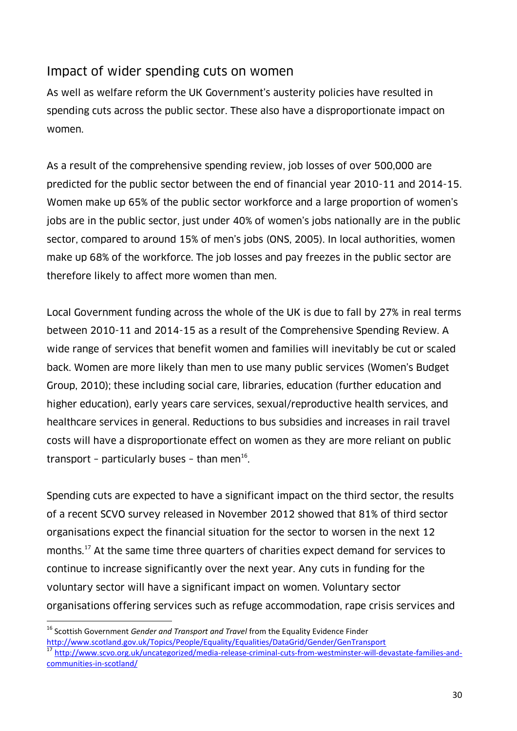## Impact of wider spending cuts on women

As well as welfare reform the UK Government's austerity policies have resulted in spending cuts across the public sector. These also have a disproportionate impact on women.

As a result of the comprehensive spending review, job losses of over 500,000 are predicted for the public sector between the end of financial year 2010-11 and 2014-15. Women make up 65% of the public sector workforce and a large proportion of women's jobs are in the public sector, just under 40% of women's jobs nationally are in the public sector, compared to around 15% of men's jobs (ONS, 2005). In local authorities, women make up 68% of the workforce. The job losses and pay freezes in the public sector are therefore likely to affect more women than men.

Local Government funding across the whole of the UK is due to fall by 27% in real terms between 2010-11 and 2014-15 as a result of the Comprehensive Spending Review. A wide range of services that benefit women and families will inevitably be cut or scaled back. Women are more likely than men to use many public services (Women's Budget Group, 2010); these including social care, libraries, education (further education and higher education), early years care services, sexual/reproductive health services, and healthcare services in general. Reductions to bus subsidies and increases in rail travel costs will have a disproportionate effect on women as they are more reliant on public transport – particularly buses – than men[16].

Spending cuts are expected to have a significant impact on the third sector, the results of a recent SCVO survey released in November 2012 showed that 81% of third sector organisations expect the financial situation for the sector to worsen in the next 12 months.[17] At the same time three quarters of charities expect demand for services to continue to increase significantly over the next year. Any cuts in funding for the voluntary sector will have a significant impact on women. Voluntary sector organisations offering services such as refuge accommodation, rape crisis services and

[16] Scottish Government *Gender and Transport and Travel* from the Equality Evidence Finder http://www.scotland.gov.uk/Topics/People/Equality/Equalities/DataGrid/Gender/GenTransport

[17] http://www.scvo.org.uk/uncategorized/media-release-criminal-cuts-from-westminster-will-devastate-families-and-communities-in-scotland/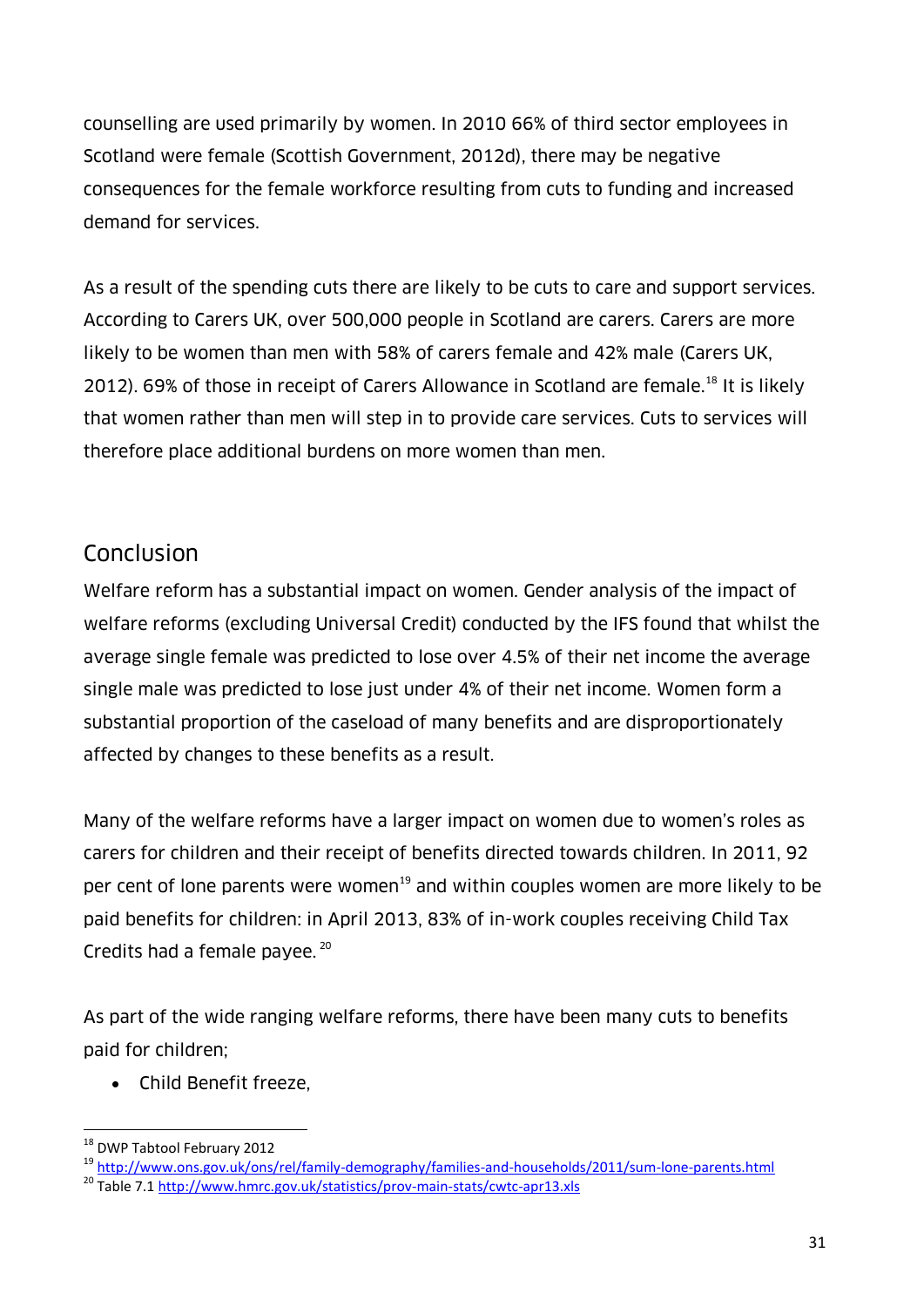counselling are used primarily by women. In 2010 66% of third sector employees in Scotland were female (Scottish Government, 2012d), there may be negative consequences for the female workforce resulting from cuts to funding and increased demand for services.

As a result of the spending cuts there are likely to be cuts to care and support services. According to Carers UK, over 500,000 people in Scotland are carers. Carers are more likely to be women than men with 58% of carers female and 42% male (Carers UK, 2012). 69% of those in receipt of Carers Allowance in Scotland are female.[18] It is likely that women rather than men will step in to provide care services. Cuts to services will therefore place additional burdens on more women than men.

## Conclusion

Welfare reform has a substantial impact on women. Gender analysis of the impact of welfare reforms (excluding Universal Credit) conducted by the IFS found that whilst the average single female was predicted to lose over 4.5% of their net income the average single male was predicted to lose just under 4% of their net income. Women form a substantial proportion of the caseload of many benefits and are disproportionately affected by changes to these benefits as a result.

Many of the welfare reforms have a larger impact on women due to women's roles as carers for children and their receipt of benefits directed towards children. In 2011, 92 per cent of lone parents were women[19] and within couples women are more likely to be paid benefits for children: in April 2013, 83% of in-work couples receiving Child Tax Credits had a female payee.[20]

As part of the wide ranging welfare reforms, there have been many cuts to benefits paid for children;

- Child Benefit freeze,

---

[18] DWP Tabtool February 2012

[19] http://www.ons.gov.uk/ons/rel/family-demography/families-and-households/2011/sum-lone-parents.html

[20] Table 7.1 http://www.hmrc.gov.uk/statistics/prov-main-stats/cwtc-apr13.xls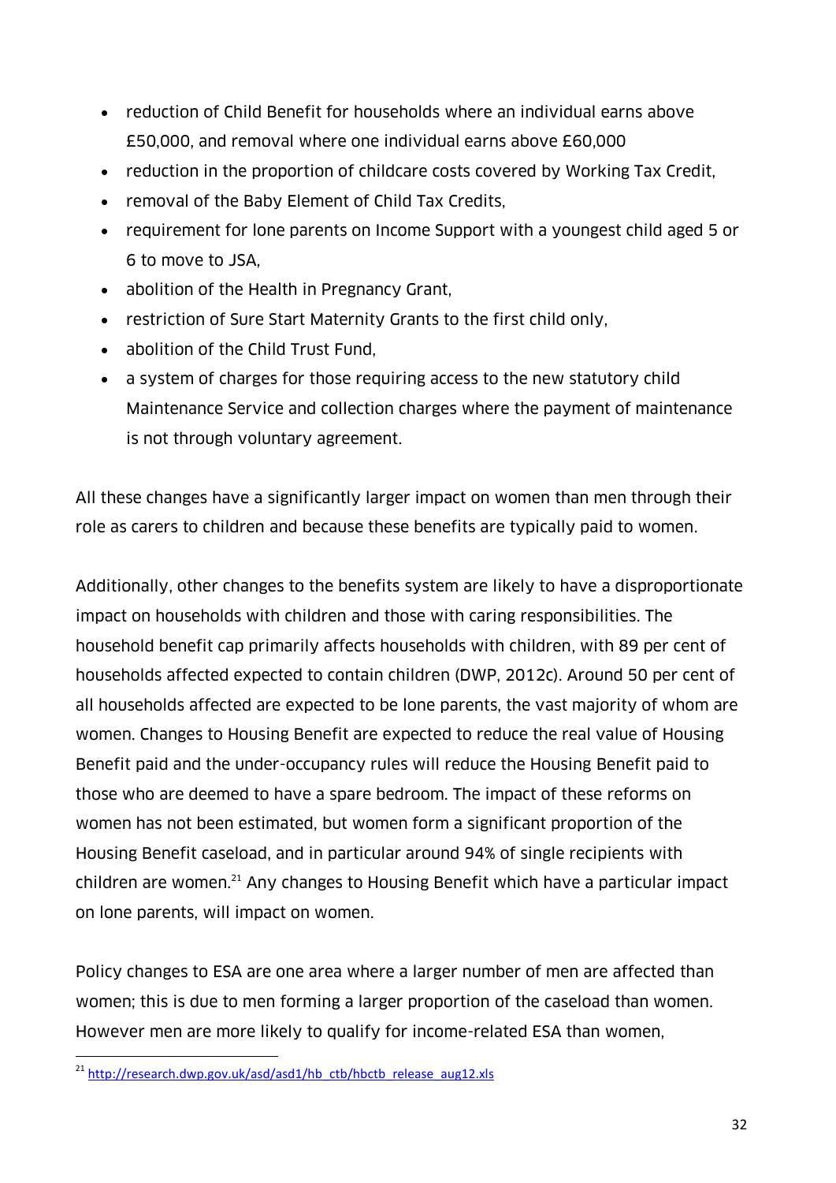- reduction of Child Benefit for households where an individual earns above £50,000, and removal where one individual earns above £60,000
- reduction in the proportion of childcare costs covered by Working Tax Credit,
- removal of the Baby Element of Child Tax Credits,
- requirement for lone parents on Income Support with a youngest child aged 5 or 6 to move to JSA,
- abolition of the Health in Pregnancy Grant,
- restriction of Sure Start Maternity Grants to the first child only,
- abolition of the Child Trust Fund,
- a system of charges for those requiring access to the new statutory child Maintenance Service and collection charges where the payment of maintenance is not through voluntary agreement.

All these changes have a significantly larger impact on women than men through their role as carers to children and because these benefits are typically paid to women.

Additionally, other changes to the benefits system are likely to have a disproportionate impact on households with children and those with caring responsibilities. The household benefit cap primarily affects households with children, with 89 per cent of households affected expected to contain children (DWP, 2012c). Around 50 per cent of all households affected are expected to be lone parents, the vast majority of whom are women. Changes to Housing Benefit are expected to reduce the real value of Housing Benefit paid and the under-occupancy rules will reduce the Housing Benefit paid to those who are deemed to have a spare bedroom. The impact of these reforms on women has not been estimated, but women form a significant proportion of the Housing Benefit caseload, and in particular around 94% of single recipients with children are women.[21] Any changes to Housing Benefit which have a particular impact on lone parents, will impact on women.

Policy changes to ESA are one area where a larger number of men are affected than women; this is due to men forming a larger proportion of the caseload than women. However men are more likely to qualify for income-related ESA than women,

[21] http://research.dwp.gov.uk/asd/asd1/hb_ctb/hbctb_release_aug12.xls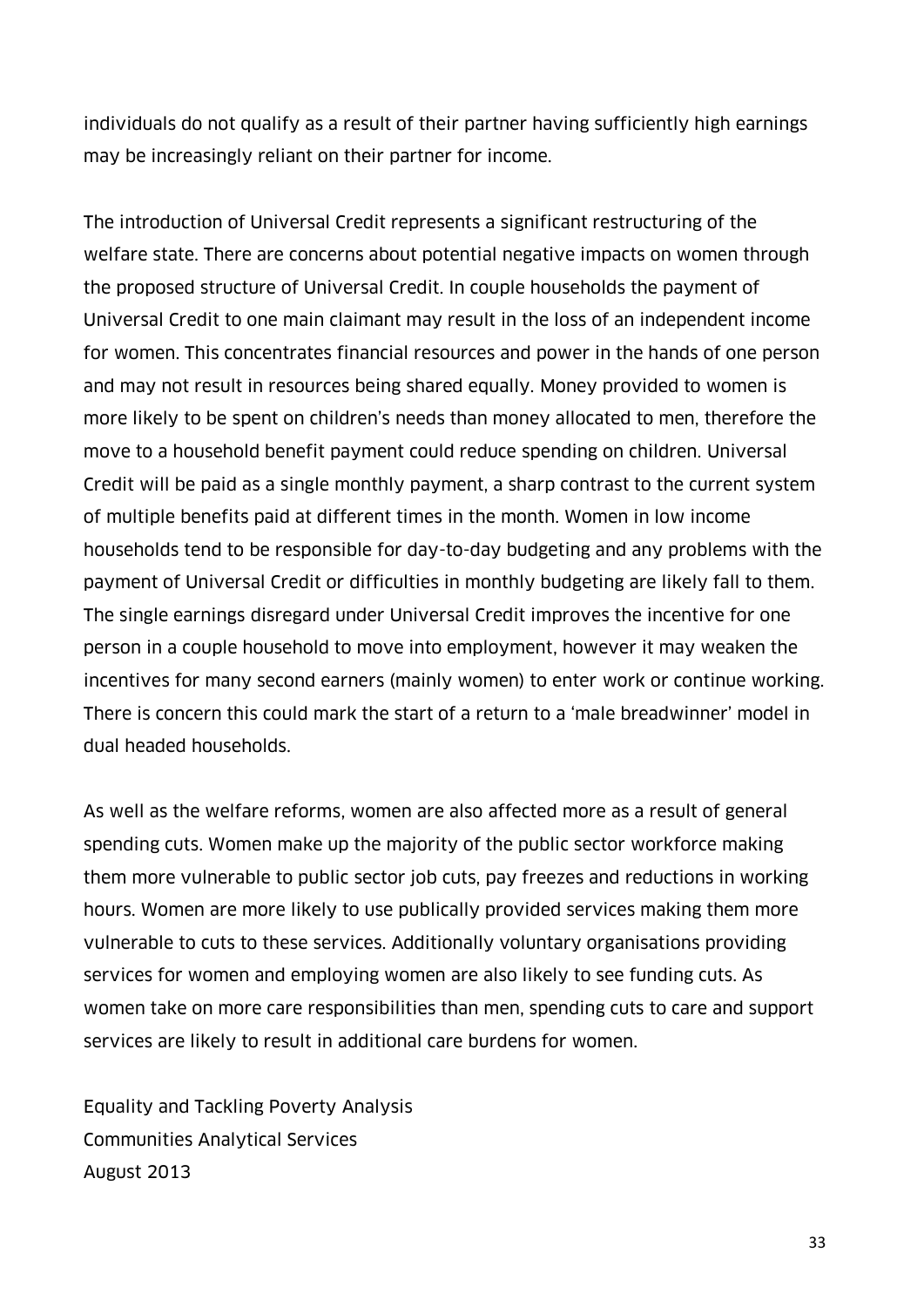individuals do not qualify as a result of their partner having sufficiently high earnings may be increasingly reliant on their partner for income.

The introduction of Universal Credit represents a significant restructuring of the welfare state. There are concerns about potential negative impacts on women through the proposed structure of Universal Credit. In couple households the payment of Universal Credit to one main claimant may result in the loss of an independent income for women. This concentrates financial resources and power in the hands of one person and may not result in resources being shared equally. Money provided to women is more likely to be spent on children's needs than money allocated to men, therefore the move to a household benefit payment could reduce spending on children. Universal Credit will be paid as a single monthly payment, a sharp contrast to the current system of multiple benefits paid at different times in the month. Women in low income households tend to be responsible for day-to-day budgeting and any problems with the payment of Universal Credit or difficulties in monthly budgeting are likely fall to them. The single earnings disregard under Universal Credit improves the incentive for one person in a couple household to move into employment, however it may weaken the incentives for many second earners (mainly women) to enter work or continue working. There is concern this could mark the start of a return to a 'male breadwinner' model in dual headed households.

As well as the welfare reforms, women are also affected more as a result of general spending cuts. Women make up the majority of the public sector workforce making them more vulnerable to public sector job cuts, pay freezes and reductions in working hours. Women are more likely to use publically provided services making them more vulnerable to cuts to these services. Additionally voluntary organisations providing services for women and employing women are also likely to see funding cuts. As women take on more care responsibilities than men, spending cuts to care and support services are likely to result in additional care burdens for women.

Equality and Tackling Poverty Analysis
Communities Analytical Services
August 2013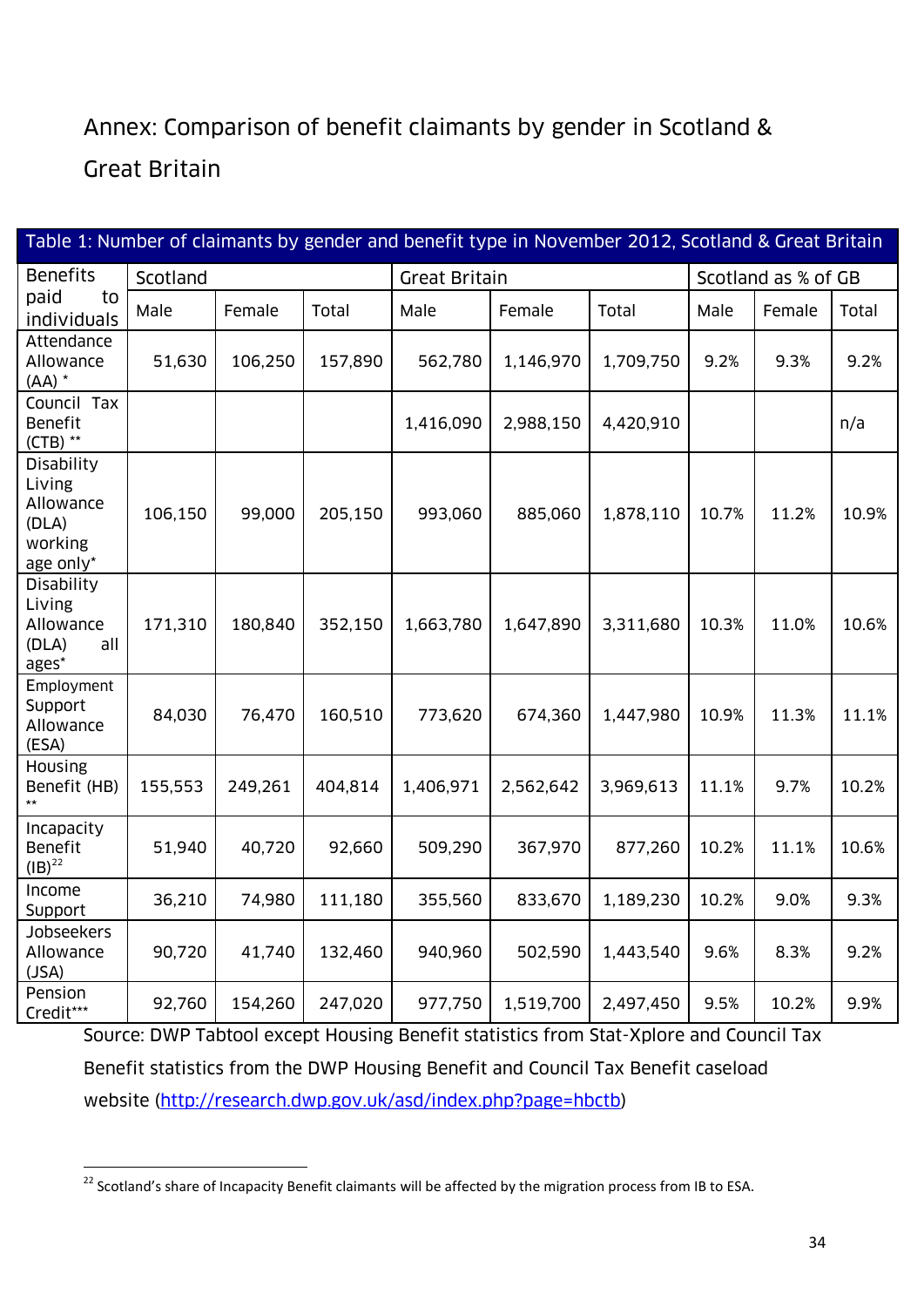## Annex: Comparison of benefit claimants by gender in Scotland & Great Britain

| Table 1: Number of claimants by gender and benefit type in November 2012, Scotland & Great Britain | | | | | | | | | |
|---|---|---|---|---|---|---|---|---|---|
| Benefits paid to individuals | Scotland | | | Great Britain | | | Scotland as % of GB | | |
| | Male | Female | Total | Male | Female | Total | Male | Female | Total |
| Attendance Allowance (AA) * | 51,630 | 106,250 | 157,890 | 562,780 | 1,146,970 | 1,709,750 | 9.2% | 9.3% | 9.2% |
| Council Tax Benefit (CTB) ** | | | | 1,416,090 | 2,988,150 | 4,420,910 | | | n/a |
| Disability Living Allowance (DLA) working age only* | 106,150 | 99,000 | 205,150 | 993,060 | 885,060 | 1,878,110 | 10.7% | 11.2% | 10.9% |
| Disability Living Allowance (DLA) all ages* | 171,310 | 180,840 | 352,150 | 1,663,780 | 1,647,890 | 3,311,680 | 10.3% | 11.0% | 10.6% |
| Employment Support Allowance (ESA) | 84,030 | 76,470 | 160,510 | 773,620 | 674,360 | 1,447,980 | 10.9% | 11.3% | 11.1% |
| Housing Benefit (HB) ** | 155,553 | 249,261 | 404,814 | 1,406,971 | 2,562,642 | 3,969,613 | 11.1% | 9.7% | 10.2% |
| Incapacity Benefit (IB)[22] | 51,940 | 40,720 | 92,660 | 509,290 | 367,970 | 877,260 | 10.2% | 11.1% | 10.6% |
| Income Support | 36,210 | 74,980 | 111,180 | 355,560 | 833,670 | 1,189,230 | 10.2% | 9.0% | 9.3% |
| Jobseekers Allowance (JSA) | 90,720 | 41,740 | 132,460 | 940,960 | 502,590 | 1,443,540 | 9.6% | 8.3% | 9.2% |
| Pension Credit*** | 92,760 | 154,260 | 247,020 | 977,750 | 1,519,700 | 2,497,450 | 9.5% | 10.2% | 9.9% |

Source: DWP Tabtool except Housing Benefit statistics from Stat-Xplore and Council Tax Benefit statistics from the DWP Housing Benefit and Council Tax Benefit caseload website (http://research.dwp.gov.uk/asd/index.php?page=hbctb)

[22] Scotland's share of Incapacity Benefit claimants will be affected by the migration process from IB to ESA.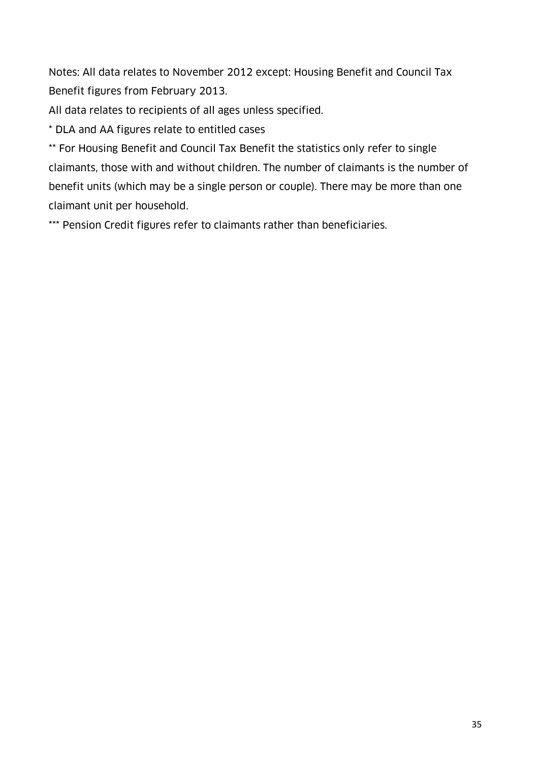Notes: All data relates to November 2012 except: Housing Benefit and Council Tax Benefit figures from February 2013.

All data relates to recipients of all ages unless specified.

* DLA and AA figures relate to entitled cases

** For Housing Benefit and Council Tax Benefit the statistics only refer to single claimants, those with and without children. The number of claimants is the number of benefit units (which may be a single person or couple). There may be more than one claimant unit per household.

*** Pension Credit figures refer to claimants rather than beneficiaries.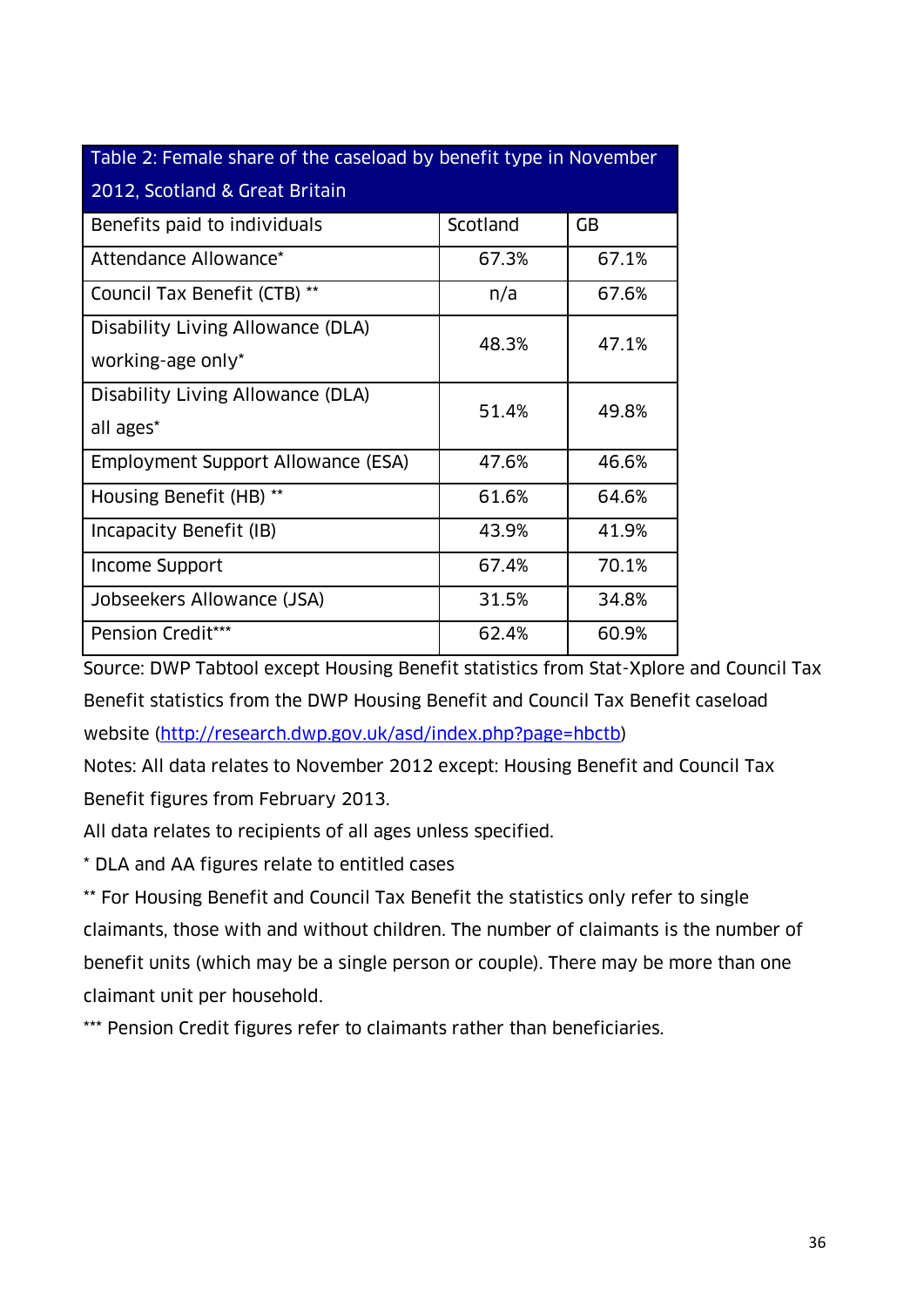Table 2: Female share of the caseload by benefit type in November 2012, Scotland & Great Britain

| Benefits paid to individuals | Scotland | GB |
| --- | --- | --- |
| Attendance Allowance* | 67.3% | 67.1% |
| Council Tax Benefit (CTB) ** | n/a | 67.6% |
| Disability Living Allowance (DLA) working-age only* | 48.3% | 47.1% |
| Disability Living Allowance (DLA) all ages* | 51.4% | 49.8% |
| Employment Support Allowance (ESA) | 47.6% | 46.6% |
| Housing Benefit (HB) ** | 61.6% | 64.6% |
| Incapacity Benefit (IB) | 43.9% | 41.9% |
| Income Support | 67.4% | 70.1% |
| Jobseekers Allowance (JSA) | 31.5% | 34.8% |
| Pension Credit*** | 62.4% | 60.9% |

Source: DWP Tabtool except Housing Benefit statistics from Stat-Xplore and Council Tax Benefit statistics from the DWP Housing Benefit and Council Tax Benefit caseload website (http://research.dwp.gov.uk/asd/index.php?page=hbctb)

Notes: All data relates to November 2012 except: Housing Benefit and Council Tax Benefit figures from February 2013.

All data relates to recipients of all ages unless specified.

* DLA and AA figures relate to entitled cases

** For Housing Benefit and Council Tax Benefit the statistics only refer to single claimants, those with and without children. The number of claimants is the number of benefit units (which may be a single person or couple). There may be more than one claimant unit per household.

*** Pension Credit figures refer to claimants rather than beneficiaries.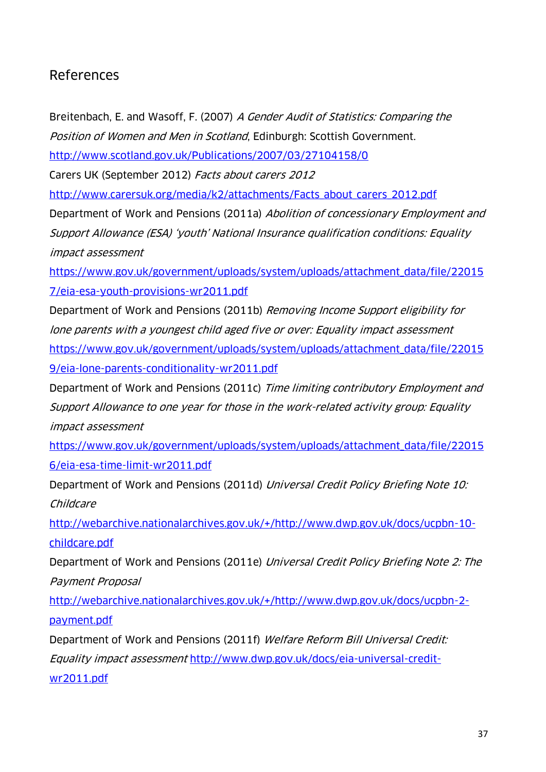## References

Breitenbach, E. and Wasoff, F. (2007) *A Gender Audit of Statistics: Comparing the Position of Women and Men in Scotland*, Edinburgh: Scottish Government. http://www.scotland.gov.uk/Publications/2007/03/27104158/0

Carers UK (September 2012) *Facts about carers 2012* http://www.carersuk.org/media/k2/attachments/Facts_about_carers_2012.pdf

Department of Work and Pensions (2011a) *Abolition of concessionary Employment and Support Allowance (ESA) 'youth' National Insurance qualification conditions: Equality impact assessment* https://www.gov.uk/government/uploads/system/uploads/attachment_data/file/220157/eia-esa-youth-provisions-wr2011.pdf

Department of Work and Pensions (2011b) *Removing Income Support eligibility for lone parents with a youngest child aged five or over: Equality impact assessment* https://www.gov.uk/government/uploads/system/uploads/attachment_data/file/220159/eia-lone-parents-conditionality-wr2011.pdf

Department of Work and Pensions (2011c) *Time limiting contributory Employment and Support Allowance to one year for those in the work-related activity group: Equality impact assessment* https://www.gov.uk/government/uploads/system/uploads/attachment_data/file/220156/eia-esa-time-limit-wr2011.pdf

Department of Work and Pensions (2011d) *Universal Credit Policy Briefing Note 10: Childcare* http://webarchive.nationalarchives.gov.uk/+/http://www.dwp.gov.uk/docs/ucpbn-10-childcare.pdf

Department of Work and Pensions (2011e) *Universal Credit Policy Briefing Note 2: The Payment Proposal* http://webarchive.nationalarchives.gov.uk/+/http://www.dwp.gov.uk/docs/ucpbn-2-payment.pdf

Department of Work and Pensions (2011f) *Welfare Reform Bill Universal Credit: Equality impact assessment* http://www.dwp.gov.uk/docs/eia-universal-credit-wr2011.pdf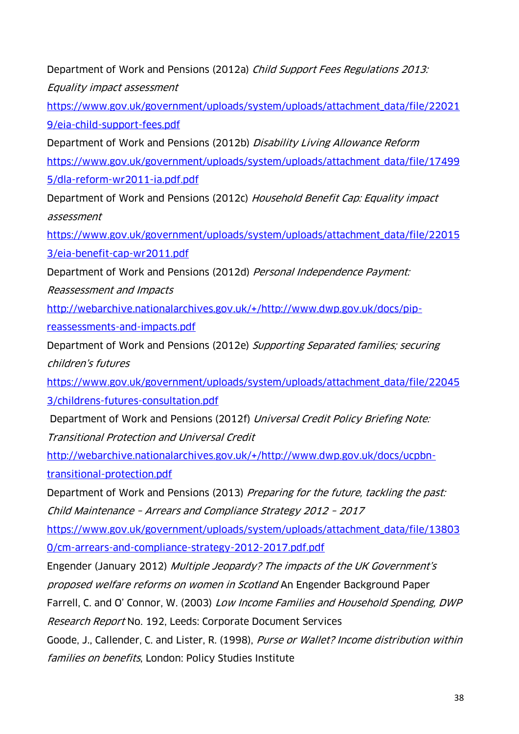Department of Work and Pensions (2012a) *Child Support Fees Regulations 2013: Equality impact assessment* https://www.gov.uk/government/uploads/system/uploads/attachment_data/file/220219/eia-child-support-fees.pdf

Department of Work and Pensions (2012b) *Disability Living Allowance Reform* https://www.gov.uk/government/uploads/system/uploads/attachment_data/file/174995/dla-reform-wr2011-ia.pdf.pdf

Department of Work and Pensions (2012c) *Household Benefit Cap: Equality impact assessment* https://www.gov.uk/government/uploads/system/uploads/attachment_data/file/220153/eia-benefit-cap-wr2011.pdf

Department of Work and Pensions (2012d) *Personal Independence Payment: Reassessment and Impacts* http://webarchive.nationalarchives.gov.uk/+/http://www.dwp.gov.uk/docs/pip-reassessments-and-impacts.pdf

Department of Work and Pensions (2012e) *Supporting Separated families; securing children's futures* https://www.gov.uk/government/uploads/system/uploads/attachment_data/file/220453/childrens-futures-consultation.pdf

Department of Work and Pensions (2012f) *Universal Credit Policy Briefing Note: Transitional Protection and Universal Credit* http://webarchive.nationalarchives.gov.uk/+/http://www.dwp.gov.uk/docs/ucpbn-transitional-protection.pdf

Department of Work and Pensions (2013) *Preparing for the future, tackling the past: Child Maintenance – Arrears and Compliance Strategy 2012 – 2017* https://www.gov.uk/government/uploads/system/uploads/attachment_data/file/138030/cm-arrears-and-compliance-strategy-2012-2017.pdf.pdf

Engender (January 2012) *Multiple Jeopardy? The impacts of the UK Government's proposed welfare reforms on women in Scotland* An Engender Background Paper

Farrell, C. and O' Connor, W. (2003) *Low Income Families and Household Spending, DWP Research Report* No. 192, Leeds: Corporate Document Services

Goode, J., Callender, C. and Lister, R. (1998), *Purse or Wallet? Income distribution within families on benefits*, London: Policy Studies Institute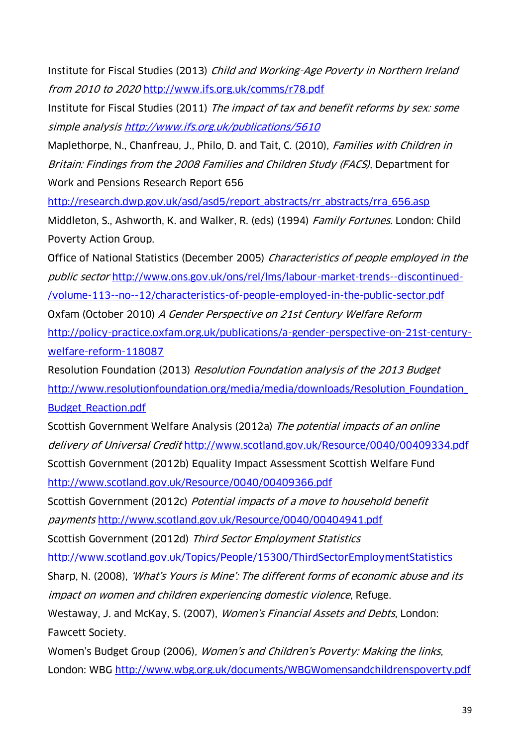Institute for Fiscal Studies (2013) *Child and Working-Age Poverty in Northern Ireland from 2010 to 2020* http://www.ifs.org.uk/comms/r78.pdf

Institute for Fiscal Studies (2011) *The impact of tax and benefit reforms by sex: some simple analysis* *http://www.ifs.org.uk/publications/5610*

Maplethorpe, N., Chanfreau, J., Philo, D. and Tait, C. (2010), *Families with Children in Britain: Findings from the 2008 Families and Children Study (FACS)*, Department for Work and Pensions Research Report 656 http://research.dwp.gov.uk/asd/asd5/report_abstracts/rr_abstracts/rra_656.asp

Middleton, S., Ashworth, K. and Walker, R. (eds) (1994) *Family Fortunes.* London: Child Poverty Action Group.

Office of National Statistics (December 2005) *Characteristics of people employed in the public sector* http://www.ons.gov.uk/ons/rel/lms/labour-market-trends--discontinued-/volume-113--no--12/characteristics-of-people-employed-in-the-public-sector.pdf

Oxfam (October 2010) *A Gender Perspective on 21st Century Welfare Reform* http://policy-practice.oxfam.org.uk/publications/a-gender-perspective-on-21st-century-welfare-reform-118087

Resolution Foundation (2013) *Resolution Foundation analysis of the 2013 Budget* http://www.resolutionfoundation.org/media/media/downloads/Resolution_Foundation_Budget_Reaction.pdf

Scottish Government Welfare Analysis (2012a) *The potential impacts of an online delivery of Universal Credit* http://www.scotland.gov.uk/Resource/0040/00409334.pdf

Scottish Government (2012b) Equality Impact Assessment Scottish Welfare Fund http://www.scotland.gov.uk/Resource/0040/00409366.pdf

Scottish Government (2012c) *Potential impacts of a move to household benefit payments* http://www.scotland.gov.uk/Resource/0040/00404941.pdf

Scottish Government (2012d) *Third Sector Employment Statistics* http://www.scotland.gov.uk/Topics/People/15300/ThirdSectorEmploymentStatistics

Sharp, N. (2008), *'What's Yours is Mine': The different forms of economic abuse and its impact on women and children experiencing domestic violence*, Refuge.

Westaway, J. and McKay, S. (2007), *Women's Financial Assets and Debts*, London: Fawcett Society.

Women's Budget Group (2006), *Women's and Children's Poverty: Making the links*, London: WBG http://www.wbg.org.uk/documents/WBGWomensandchildrenspoverty.pdf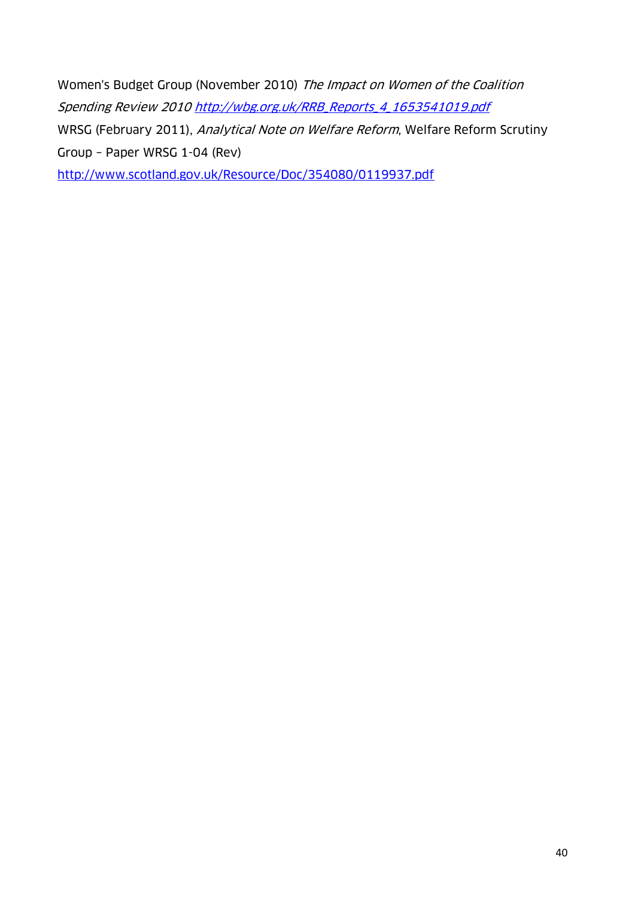Women's Budget Group (November 2010) *The Impact on Women of the Coalition Spending Review 2010* [http://wbg.org.uk/RRB_Reports_4_1653541019.pdf](http://wbg.org.uk/RRB_Reports_4_1653541019.pdf)

WRSG (February 2011), *Analytical Note on Welfare Reform*, Welfare Reform Scrutiny Group – Paper WRSG 1-04 (Rev) [http://www.scotland.gov.uk/Resource/Doc/354080/0119937.pdf](http://www.scotland.gov.uk/Resource/Doc/354080/0119937.pdf)